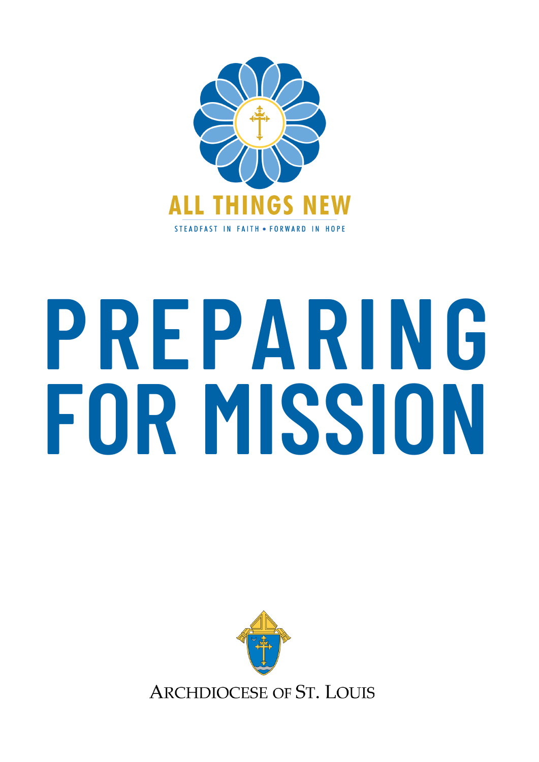ALL THINGS NEW

STEADFAST IN FAITH • FORWARD IN HOPE

# PREPARING FOR MISSION

ARCHDIOCESE OF ST. LOUIS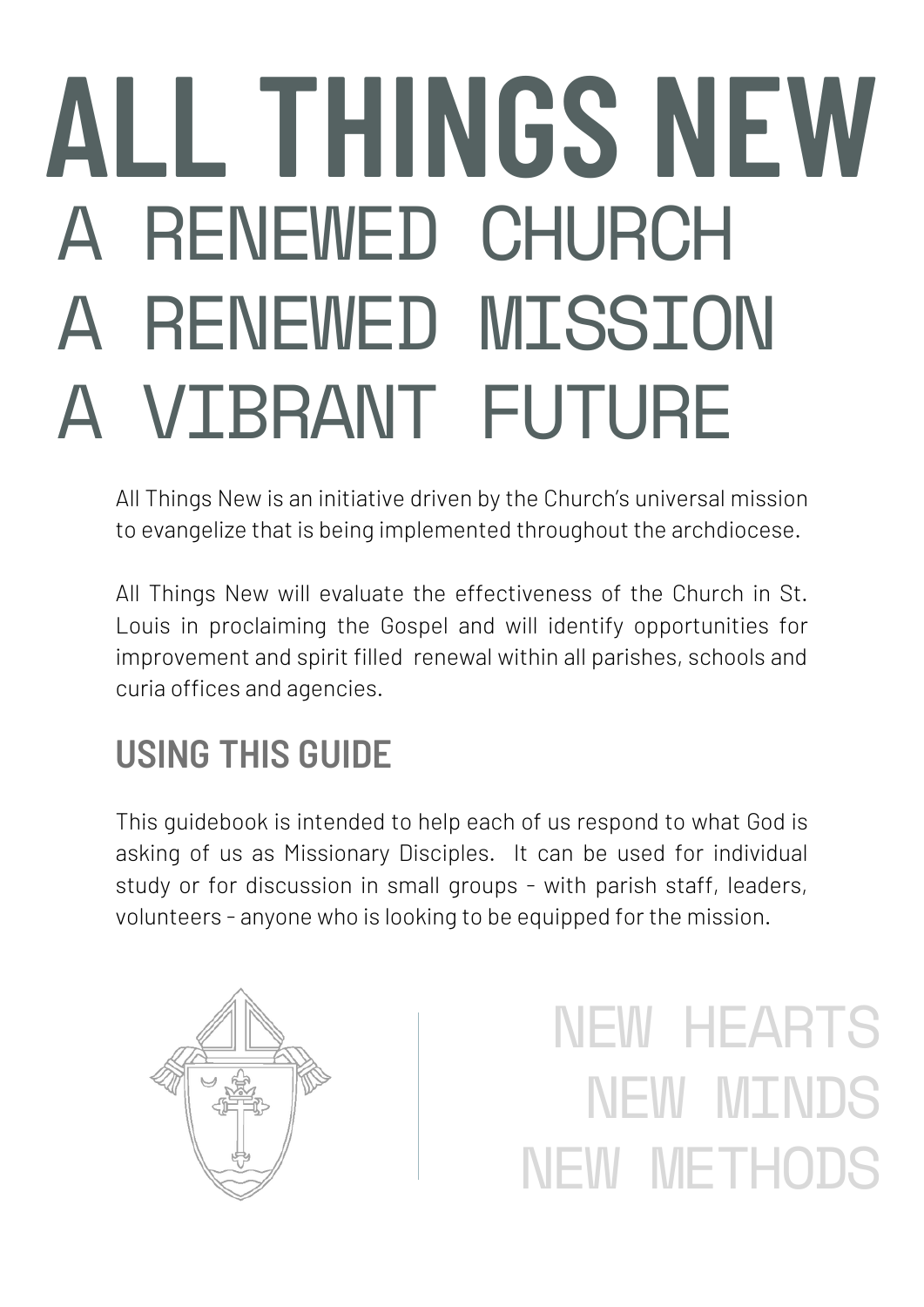# ALL THINGS NEW

## A RENEWED CHURCH
## A RENEWED MISSION
## A VIBRANT FUTURE

All Things New is an initiative driven by the Church's universal mission to evangelize that is being implemented throughout the archdiocese.

All Things New will evaluate the effectiveness of the Church in St. Louis in proclaiming the Gospel and will identify opportunities for improvement and spirit filled renewal within all parishes, schools and curia offices and agencies.

## USING THIS GUIDE

This guidebook is intended to help each of us respond to what God is asking of us as Missionary Disciples. It can be used for individual study or for discussion in small groups - with parish staff, leaders, volunteers - anyone who is looking to be equipped for the mission.

NEW HEARTS
NEW MINDS
NEW METHODS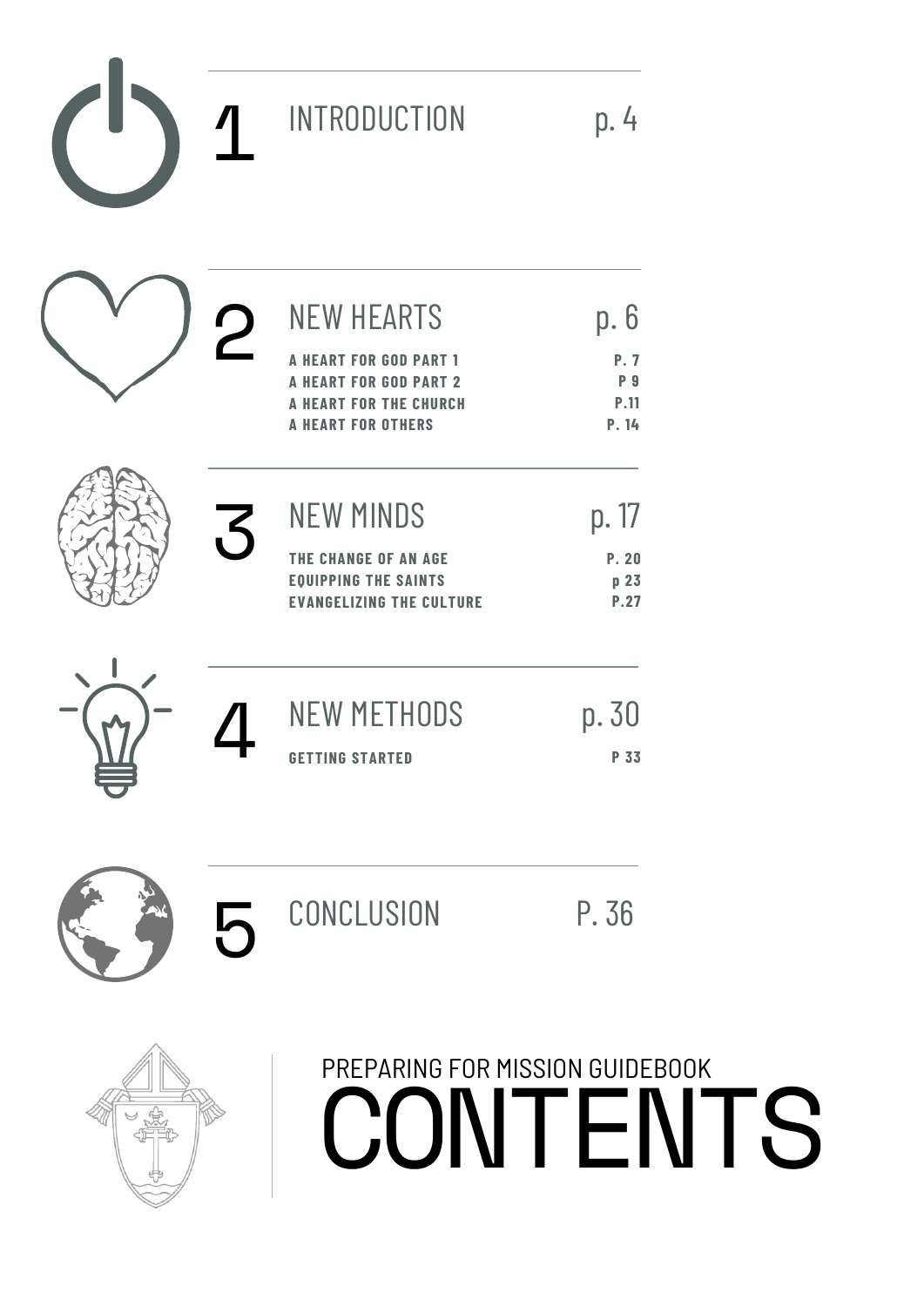# PREPARING FOR MISSION GUIDEBOOK CONTENTS

## 1 INTRODUCTION p. 4

## 2 NEW HEARTS p. 6

- **A HEART FOR GOD PART 1** P. 7
- **A HEART FOR GOD PART 2** P 9
- **A HEART FOR THE CHURCH** P.11
- **A HEART FOR OTHERS** P. 14

## 3 NEW MINDS p. 17

- **THE CHANGE OF AN AGE** P. 20
- **EQUIPPING THE SAINTS** p 23
- **EVANGELIZING THE CULTURE** P.27

## 4 NEW METHODS p. 30

- **GETTING STARTED** P 33

## 5 CONCLUSION P. 36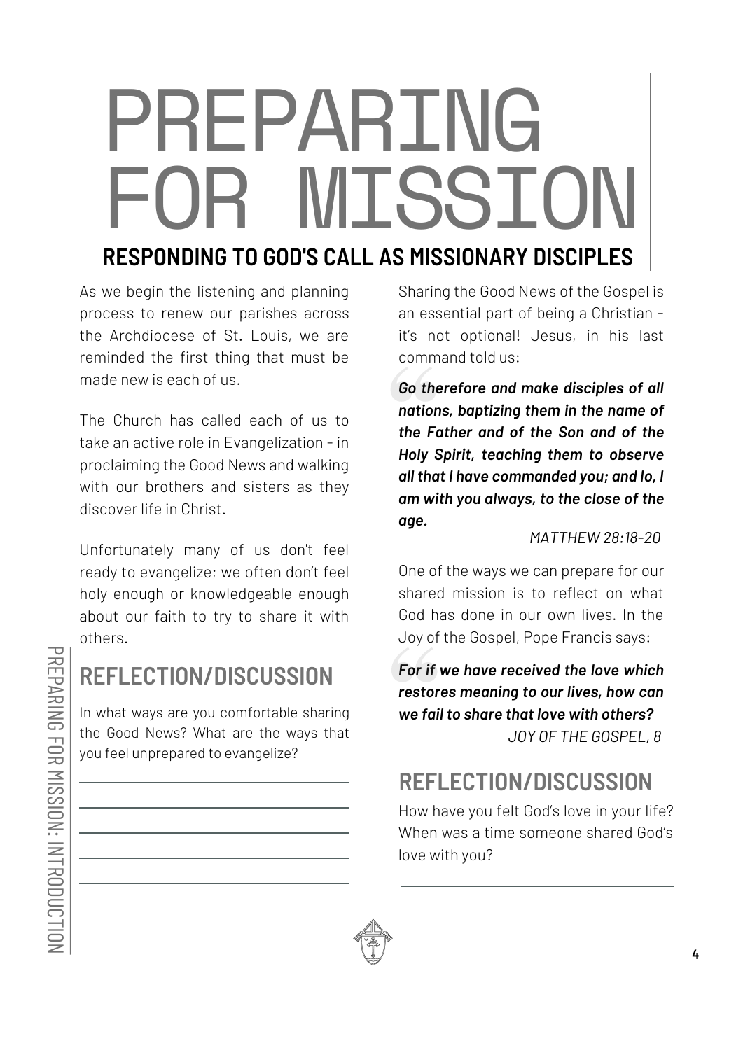# PREPARING FOR MISSION

## RESPONDING TO GOD'S CALL AS MISSIONARY DISCIPLES

As we begin the listening and planning process to renew our parishes across the Archdiocese of St. Louis, we are reminded the first thing that must be made new is each of us.

The Church has called each of us to take an active role in Evangelization - in proclaiming the Good News and walking with our brothers and sisters as they discover life in Christ.

Unfortunately many of us don't feel ready to evangelize; we often don't feel holy enough or knowledgeable enough about our faith to try to share it with others.

## REFLECTION/DISCUSSION

In what ways are you comfortable sharing the Good News? What are the ways that you feel unprepared to evangelize?

Sharing the Good News of the Gospel is an essential part of being a Christian - it's not optional! Jesus, in his last command told us:

> ***Go therefore and make disciples of all nations, baptizing them in the name of the Father and of the Son and of the Holy Spirit, teaching them to observe all that I have commanded you; and lo, I am with you always, to the close of the age.***
>
> *MATTHEW 28:18-20*

One of the ways we can prepare for our shared mission is to reflect on what God has done in our own lives. In the Joy of the Gospel, Pope Francis says:

> ***For if we have received the love which restores meaning to our lives, how can we fail to share that love with others?***
>
> *JOY OF THE GOSPEL, 8*

## REFLECTION/DISCUSSION

How have you felt God's love in your life? When was a time someone shared God's love with you?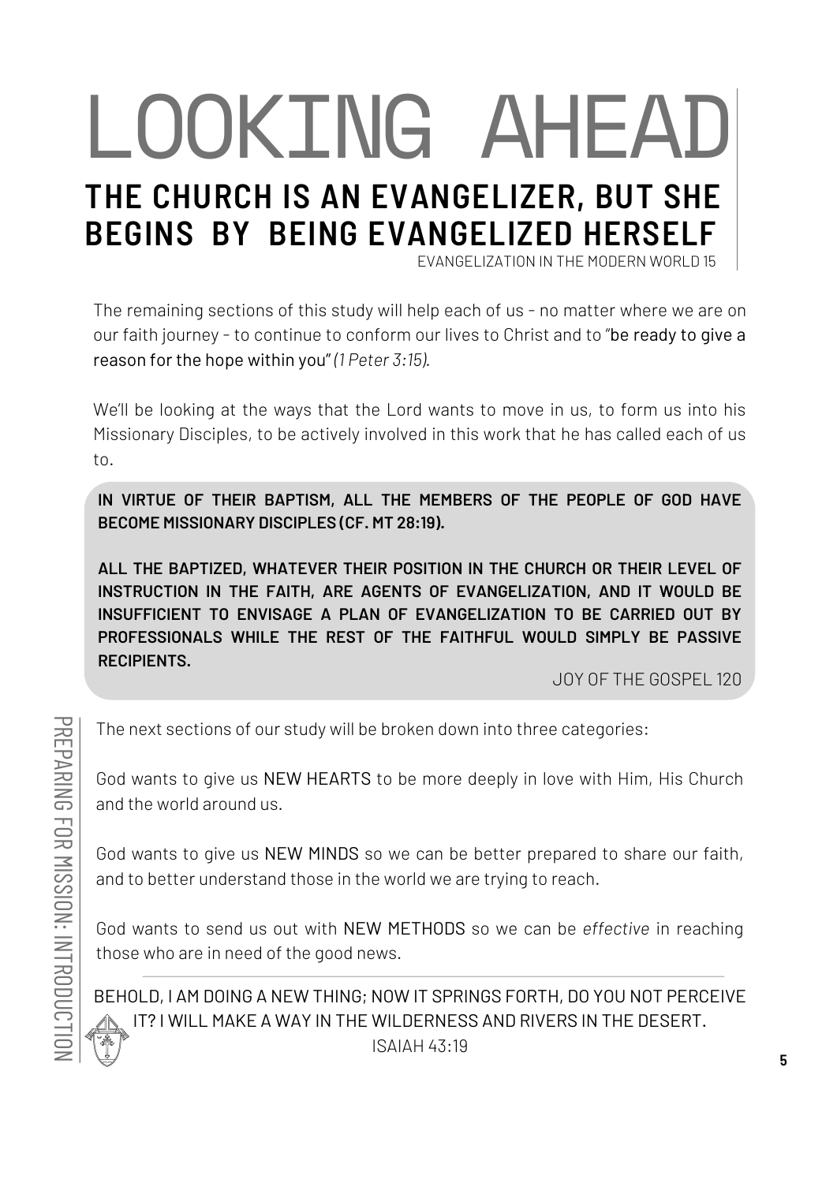# LOOKING AHEAD

## THE CHURCH IS AN EVANGELIZER, BUT SHE BEGINS BY BEING EVANGELIZED HERSELF

EVANGELIZATION IN THE MODERN WORLD 15

The remaining sections of this study will help each of us - no matter where we are on our faith journey - to continue to conform our lives to Christ and to "be ready to give a reason for the hope within you" *(1 Peter 3:15).*

We'll be looking at the ways that the Lord wants to move in us, to form us into his Missionary Disciples, to be actively involved in this work that he has called each of us to.

**IN VIRTUE OF THEIR BAPTISM, ALL THE MEMBERS OF THE PEOPLE OF GOD HAVE BECOME MISSIONARY DISCIPLES (CF. MT 28:19).**

**ALL THE BAPTIZED, WHATEVER THEIR POSITION IN THE CHURCH OR THEIR LEVEL OF INSTRUCTION IN THE FAITH, ARE AGENTS OF EVANGELIZATION, AND IT WOULD BE INSUFFICIENT TO ENVISAGE A PLAN OF EVANGELIZATION TO BE CARRIED OUT BY PROFESSIONALS WHILE THE REST OF THE FAITHFUL WOULD SIMPLY BE PASSIVE RECIPIENTS.**

JOY OF THE GOSPEL 120

The next sections of our study will be broken down into three categories:

God wants to give us NEW HEARTS to be more deeply in love with Him, His Church and the world around us.

God wants to give us NEW MINDS so we can be better prepared to share our faith, and to better understand those in the world we are trying to reach.

God wants to send us out with NEW METHODS so we can be *effective* in reaching those who are in need of the good news.

---

BEHOLD, I AM DOING A NEW THING; NOW IT SPRINGS FORTH, DO YOU NOT PERCEIVE IT? I WILL MAKE A WAY IN THE WILDERNESS AND RIVERS IN THE DESERT.

ISAIAH 43:19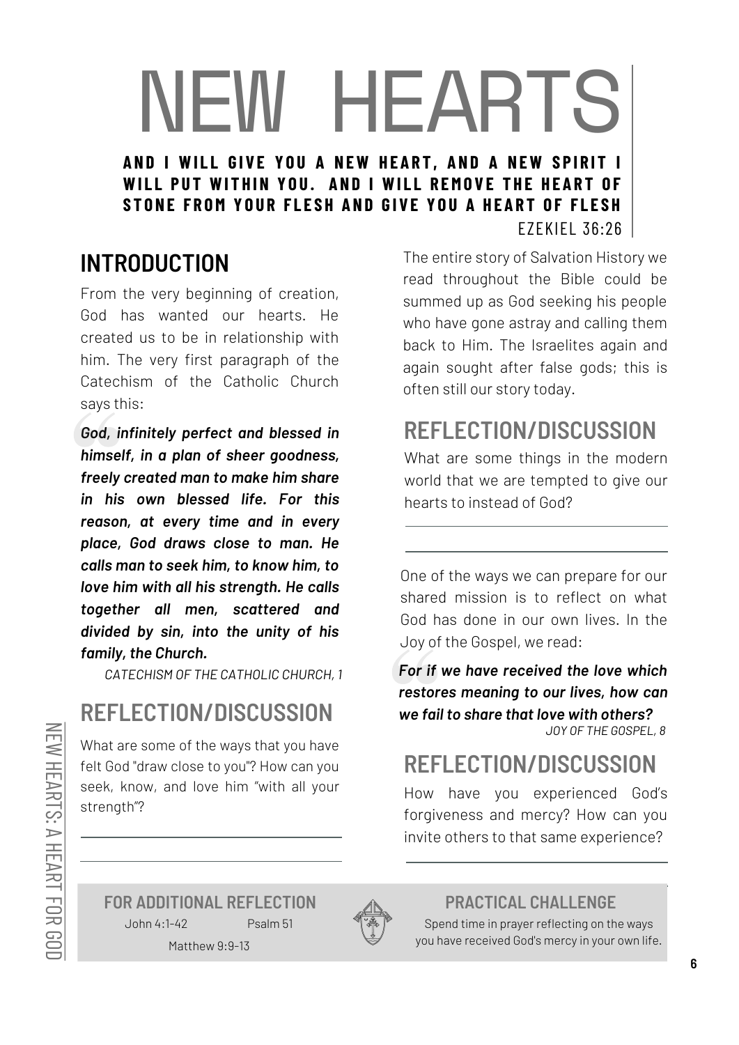# NEW HEARTS

**AND I WILL GIVE YOU A NEW HEART, AND A NEW SPIRIT I WILL PUT WITHIN YOU. AND I WILL REMOVE THE HEART OF STONE FROM YOUR FLESH AND GIVE YOU A HEART OF FLESH**

EZEKIEL 36:26

## INTRODUCTION

From the very beginning of creation, God has wanted our hearts. He created us to be in relationship with him. The very first paragraph of the Catechism of the Catholic Church says this:

> ***God, infinitely perfect and blessed in himself, in a plan of sheer goodness, freely created man to make him share in his own blessed life. For this reason, at every time and in every place, God draws close to man. He calls man to seek him, to know him, to love him with all his strength. He calls together all men, scattered and divided by sin, into the unity of his family, the Church.***
>
> *CATECHISM OF THE CATHOLIC CHURCH, 1*

## REFLECTION/DISCUSSION

What are some of the ways that you have felt God "draw close to you"? How can you seek, know, and love him "with all your strength"?

The entire story of Salvation History we read throughout the Bible could be summed up as God seeking his people who have gone astray and calling them back to Him. The Israelites again and again sought after false gods; this is often still our story today.

## REFLECTION/DISCUSSION

What are some things in the modern world that we are tempted to give our hearts to instead of God?

One of the ways we can prepare for our shared mission is to reflect on what God has done in our own lives. In the Joy of the Gospel, we read:

> ***For if we have received the love which restores meaning to our lives, how can we fail to share that love with others?***
>
> *JOY OF THE GOSPEL, 8*

## REFLECTION/DISCUSSION

How have you experienced God's forgiveness and mercy? How can you invite others to that same experience?

### FOR ADDITIONAL REFLECTION

John 4:1-42

Psalm 51

Matthew 9:9-13

### PRACTICAL CHALLENGE

Spend time in prayer reflecting on the ways you have received God's mercy in your own life.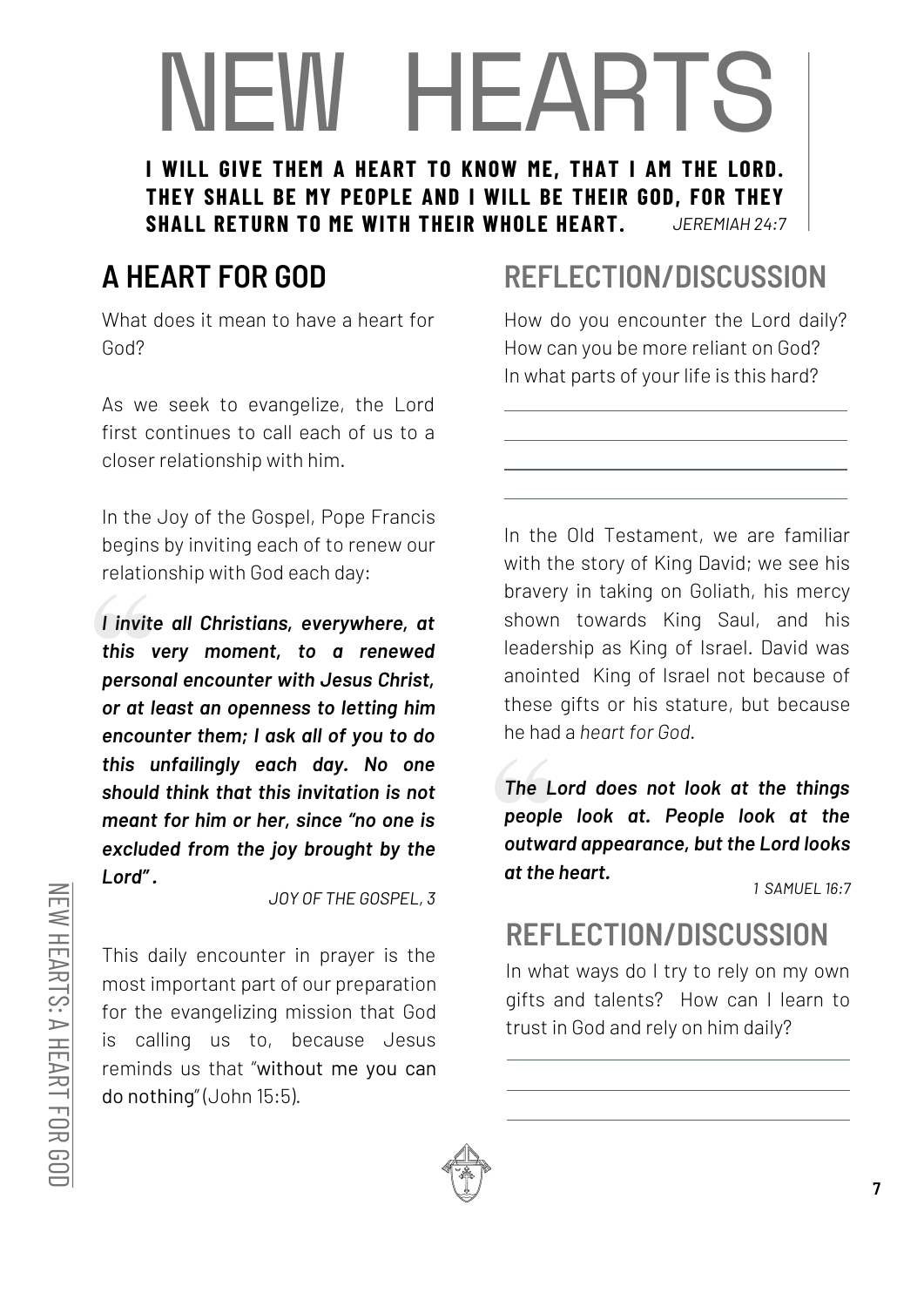# NEW HEARTS

**I WILL GIVE THEM A HEART TO KNOW ME, THAT I AM THE LORD. THEY SHALL BE MY PEOPLE AND I WILL BE THEIR GOD, FOR THEY SHALL RETURN TO ME WITH THEIR WHOLE HEART.** *JEREMIAH 24:7*

## A HEART FOR GOD

What does it mean to have a heart for God?

As we seek to evangelize, the Lord first continues to call each of us to a closer relationship with him.

In the Joy of the Gospel, Pope Francis begins by inviting each of to renew our relationship with God each day:

> ***I invite all Christians, everywhere, at this very moment, to a renewed personal encounter with Jesus Christ, or at least an openness to letting him encounter them; I ask all of you to do this unfailingly each day. No one should think that this invitation is not meant for him or her, since "no one is excluded from the joy brought by the Lord".***
>
> *JOY OF THE GOSPEL, 3*

This daily encounter in prayer is the most important part of our preparation for the evangelizing mission that God is calling us to, because Jesus reminds us that "without me you can do nothing" (John 15:5).

## REFLECTION/DISCUSSION

How do you encounter the Lord daily? How can you be more reliant on God? In what parts of your life is this hard?

\_\_\_\_\_\_\_\_\_\_\_\_\_\_\_\_\_\_\_\_\_\_\_\_\_\_\_\_\_\_\_\_\_\_\_\_\_\_\_\_

\_\_\_\_\_\_\_\_\_\_\_\_\_\_\_\_\_\_\_\_\_\_\_\_\_\_\_\_\_\_\_\_\_\_\_\_\_\_\_\_

\_\_\_\_\_\_\_\_\_\_\_\_\_\_\_\_\_\_\_\_\_\_\_\_\_\_\_\_\_\_\_\_\_\_\_\_\_\_\_\_

\_\_\_\_\_\_\_\_\_\_\_\_\_\_\_\_\_\_\_\_\_\_\_\_\_\_\_\_\_\_\_\_\_\_\_\_\_\_\_\_

In the Old Testament, we are familiar with the story of King David; we see his bravery in taking on Goliath, his mercy shown towards King Saul, and his leadership as King of Israel. David was anointed King of Israel not because of these gifts or his stature, but because he had a *heart for God.*

> ***The Lord does not look at the things people look at. People look at the outward appearance, but the Lord looks at the heart.***
>
> *1 SAMUEL 16:7*

## REFLECTION/DISCUSSION

In what ways do I try to rely on my own gifts and talents? How can I learn to trust in God and rely on him daily?

\_\_\_\_\_\_\_\_\_\_\_\_\_\_\_\_\_\_\_\_\_\_\_\_\_\_\_\_\_\_\_\_\_\_\_\_\_\_\_\_

\_\_\_\_\_\_\_\_\_\_\_\_\_\_\_\_\_\_\_\_\_\_\_\_\_\_\_\_\_\_\_\_\_\_\_\_\_\_\_\_

\_\_\_\_\_\_\_\_\_\_\_\_\_\_\_\_\_\_\_\_\_\_\_\_\_\_\_\_\_\_\_\_\_\_\_\_\_\_\_\_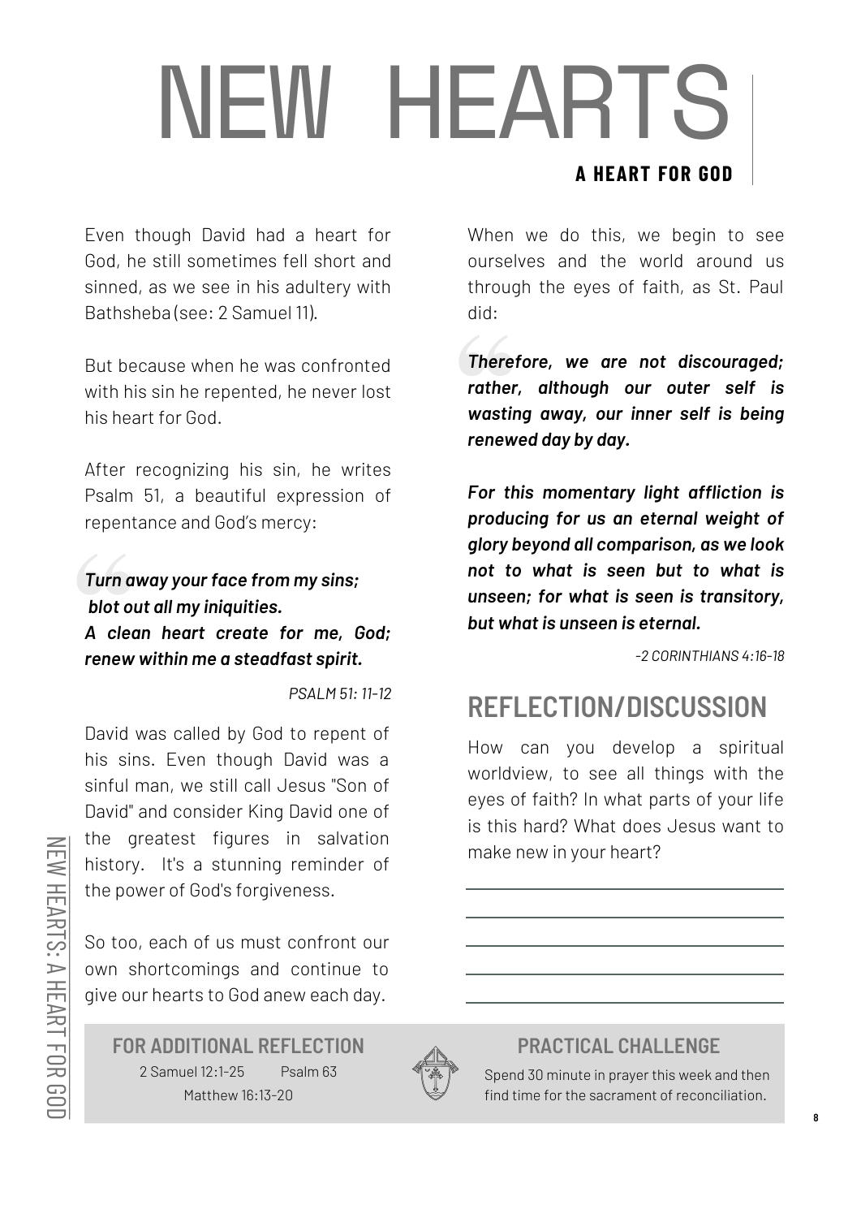# NEW HEARTS

**A HEART FOR GOD**

Even though David had a heart for God, he still sometimes fell short and sinned, as we see in his adultery with Bathsheba (see: 2 Samuel 11).

But because when he was confronted with his sin he repented, he never lost his heart for God.

After recognizing his sin, he writes Psalm 51, a beautiful expression of repentance and God's mercy:

> ***Turn away your face from my sins;***
> ***blot out all my iniquities.***
> ***A clean heart create for me, God;***
> ***renew within me a steadfast spirit.***
>
> *PSALM 51: 11-12*

David was called by God to repent of his sins. Even though David was a sinful man, we still call Jesus "Son of David" and consider King David one of the greatest figures in salvation history. It's a stunning reminder of the power of God's forgiveness.

So too, each of us must confront our own shortcomings and continue to give our hearts to God anew each day.

When we do this, we begin to see ourselves and the world around us through the eyes of faith, as St. Paul did:

> ***Therefore, we are not discouraged; rather, although our outer self is wasting away, our inner self is being renewed day by day.***
>
> ***For this momentary light affliction is producing for us an eternal weight of glory beyond all comparison, as we look not to what is seen but to what is unseen; for what is seen is transitory, but what is unseen is eternal.***
>
> *-2 CORINTHIANS 4:16-18*

## REFLECTION/DISCUSSION

How can you develop a spiritual worldview, to see all things with the eyes of faith? In what parts of your life is this hard? What does Jesus want to make new in your heart?

______________________________

______________________________

______________________________

______________________________

______________________________

### FOR ADDITIONAL REFLECTION

2 Samuel 12:1-25 Psalm 63
Matthew 16:13-20

### PRACTICAL CHALLENGE

Spend 30 minute in prayer this week and then find time for the sacrament of reconciliation.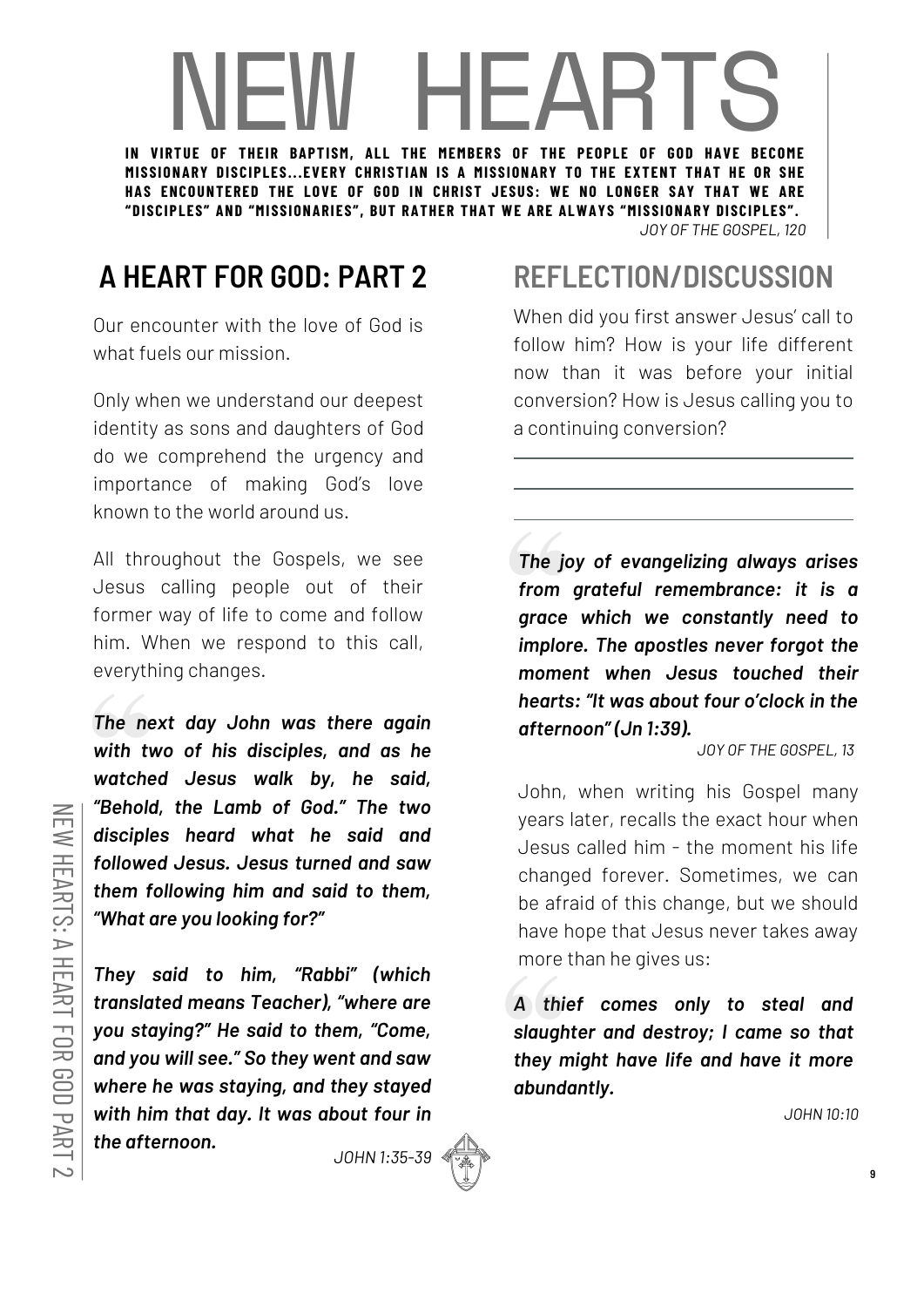# NEW HEARTS

**IN VIRTUE OF THEIR BAPTISM, ALL THE MEMBERS OF THE PEOPLE OF GOD HAVE BECOME MISSIONARY DISCIPLES...EVERY CHRISTIAN IS A MISSIONARY TO THE EXTENT THAT HE OR SHE HAS ENCOUNTERED THE LOVE OF GOD IN CHRIST JESUS: WE NO LONGER SAY THAT WE ARE "DISCIPLES" AND "MISSIONARIES", BUT RATHER THAT WE ARE ALWAYS "MISSIONARY DISCIPLES".**

*JOY OF THE GOSPEL, 120*

## A HEART FOR GOD: PART 2

Our encounter with the love of God is what fuels our mission.

Only when we understand our deepest identity as sons and daughters of God do we comprehend the urgency and importance of making God's love known to the world around us.

All throughout the Gospels, we see Jesus calling people out of their former way of life to come and follow him. When we respond to this call, everything changes.

> ***The next day John was there again with two of his disciples, and as he watched Jesus walk by, he said, "Behold, the Lamb of God." The two disciples heard what he said and followed Jesus. Jesus turned and saw them following him and said to them, "What are you looking for?"***
>
> ***They said to him, "Rabbi" (which translated means Teacher), "where are you staying?" He said to them, "Come, and you will see." So they went and saw where he was staying, and they stayed with him that day. It was about four in the afternoon.***
>
> *JOHN 1:35-39*

## REFLECTION/DISCUSSION

When did you first answer Jesus' call to follow him? How is your life different now than it was before your initial conversion? How is Jesus calling you to a continuing conversion?

______________________________________

______________________________________

______________________________________

> ***The joy of evangelizing always arises from grateful remembrance: it is a grace which we constantly need to implore. The apostles never forgot the moment when Jesus touched their hearts: "It was about four o'clock in the afternoon" (Jn 1:39).***
>
> *JOY OF THE GOSPEL, 13*

John, when writing his Gospel many years later, recalls the exact hour when Jesus called him - the moment his life changed forever. Sometimes, we can be afraid of this change, but we should have hope that Jesus never takes away more than he gives us:

> ***A thief comes only to steal and slaughter and destroy; I came so that they might have life and have it more abundantly.***
>
> *JOHN 10:10*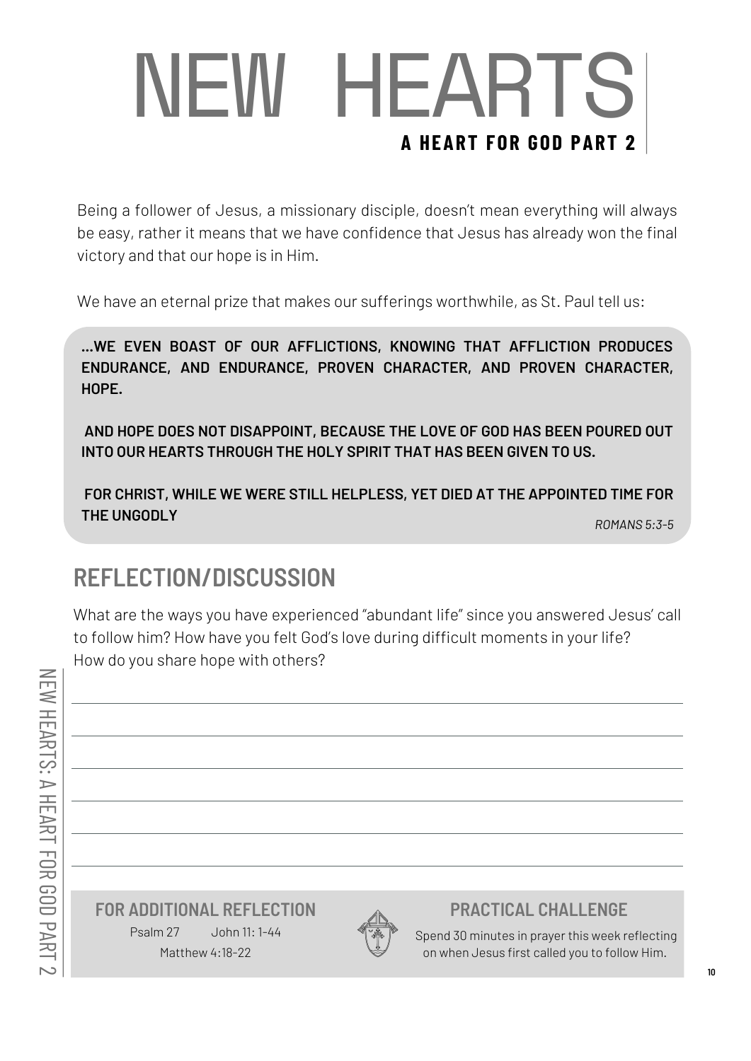# NEW HEARTS

**A HEART FOR GOD PART 2**

Being a follower of Jesus, a missionary disciple, doesn't mean everything will always be easy, rather it means that we have confidence that Jesus has already won the final victory and that our hope is in Him.

We have an eternal prize that makes our sufferings worthwhile, as St. Paul tell us:

> **...WE EVEN BOAST OF OUR AFFLICTIONS, KNOWING THAT AFFLICTION PRODUCES ENDURANCE, AND ENDURANCE, PROVEN CHARACTER, AND PROVEN CHARACTER, HOPE.**
>
> **AND HOPE DOES NOT DISAPPOINT, BECAUSE THE LOVE OF GOD HAS BEEN POURED OUT INTO OUR HEARTS THROUGH THE HOLY SPIRIT THAT HAS BEEN GIVEN TO US.**
>
> **FOR CHRIST, WHILE WE WERE STILL HELPLESS, YET DIED AT THE APPOINTED TIME FOR THE UNGODLY**
>
> *ROMANS 5:3-5*

## REFLECTION/DISCUSSION

What are the ways you have experienced "abundant life" since you answered Jesus' call to follow him? How have you felt God's love during difficult moments in your life? How do you share hope with others?

### FOR ADDITIONAL REFLECTION

Psalm 27 John 11: 1-44

Matthew 4:18-22

### PRACTICAL CHALLENGE

Spend 30 minutes in prayer this week reflecting on when Jesus first called you to follow Him.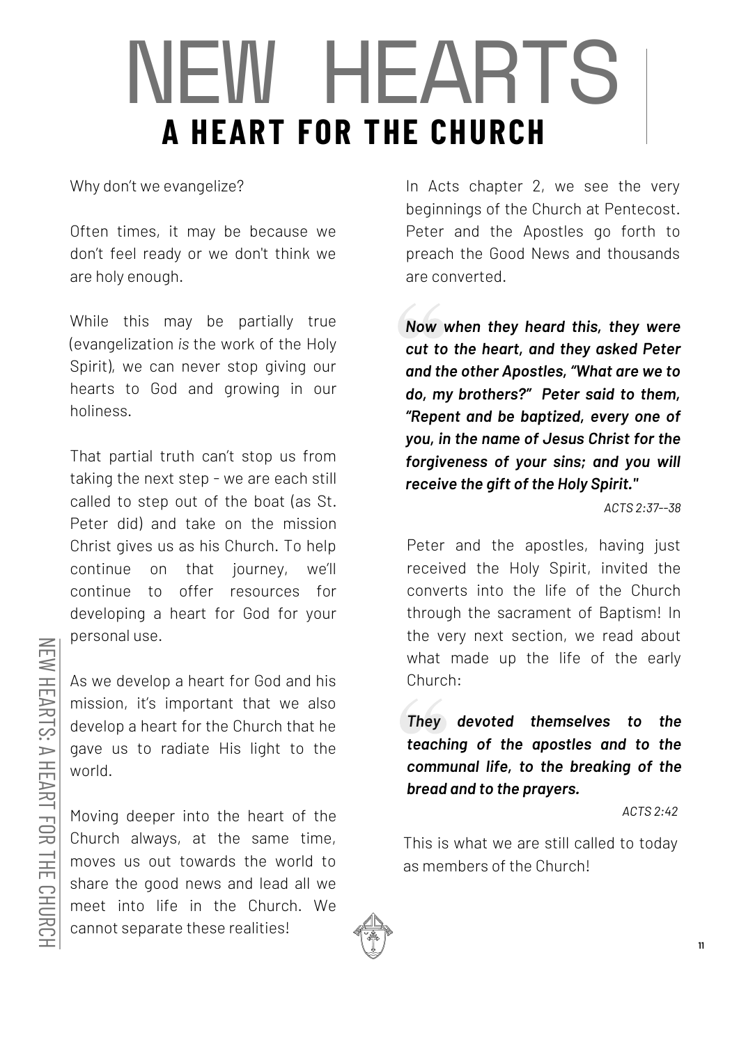# NEW HEARTS

## A HEART FOR THE CHURCH

Why don't we evangelize?

Often times, it may be because we don't feel ready or we don't think we are holy enough.

While this may be partially true (evangelization *is* the work of the Holy Spirit), we can never stop giving our hearts to God and growing in our holiness.

That partial truth can't stop us from taking the next step - we are each still called to step out of the boat (as St. Peter did) and take on the mission Christ gives us as his Church. To help continue on that journey, we'll continue to offer resources for developing a heart for God for your personal use.

As we develop a heart for God and his mission, it's important that we also develop a heart for the Church that he gave us to radiate His light to the world.

Moving deeper into the heart of the Church always, at the same time, moves us out towards the world to share the good news and lead all we meet into life in the Church. We cannot separate these realities!

In Acts chapter 2, we see the very beginnings of the Church at Pentecost. Peter and the Apostles go forth to preach the Good News and thousands are converted.

> ***Now when they heard this, they were cut to the heart, and they asked Peter and the other Apostles, "What are we to do, my brothers?" Peter said to them, "Repent and be baptized, every one of you, in the name of Jesus Christ for the forgiveness of your sins; and you will receive the gift of the Holy Spirit."***
>
> *ACTS 2:37--38*

Peter and the apostles, having just received the Holy Spirit, invited the converts into the life of the Church through the sacrament of Baptism! In the very next section, we read about what made up the life of the early Church:

> ***They devoted themselves to the teaching of the apostles and to the communal life, to the breaking of the bread and to the prayers.***
>
> *ACTS 2:42*

This is what we are still called to today as members of the Church!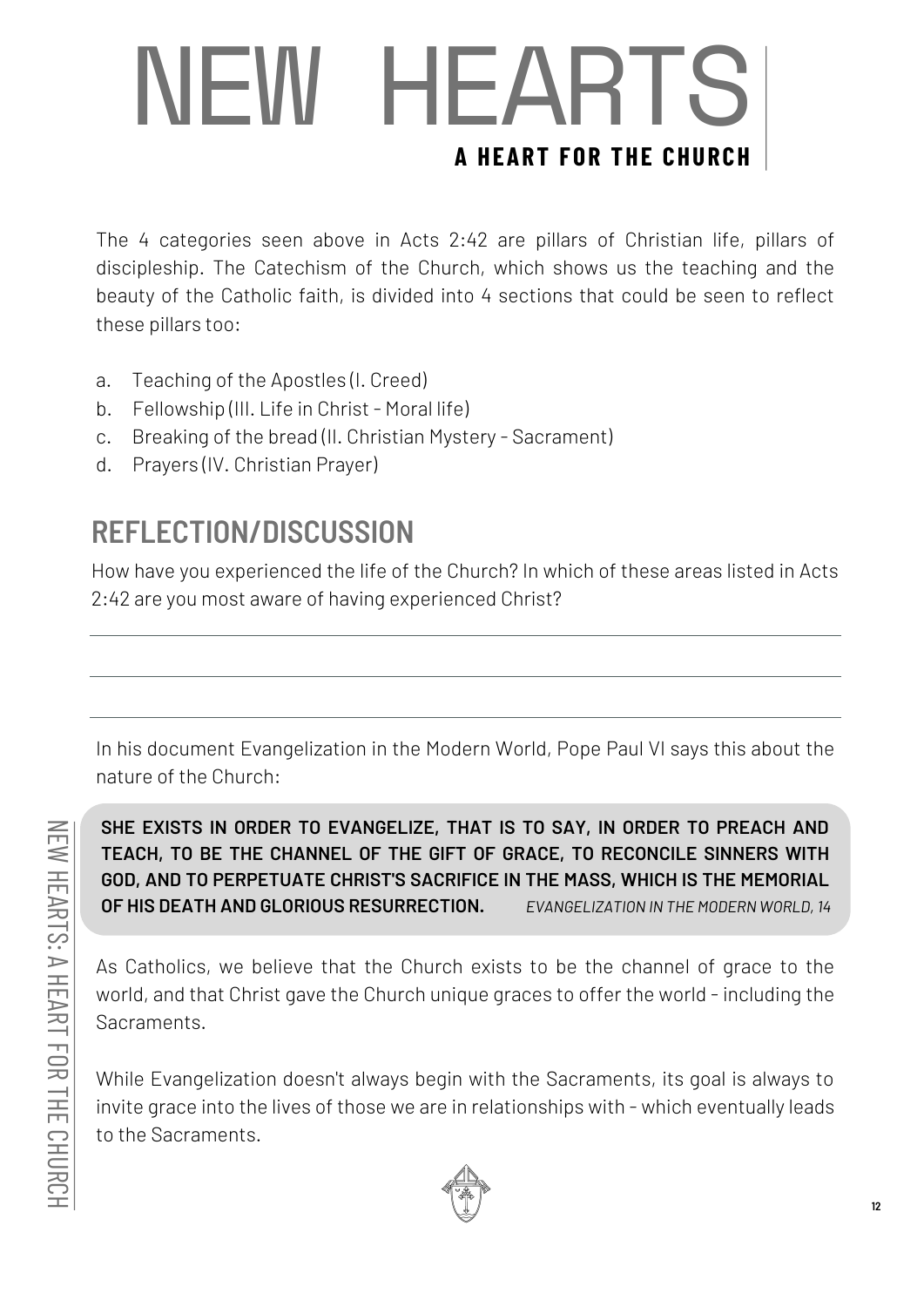# NEW HEARTS

## A HEART FOR THE CHURCH

The 4 categories seen above in Acts 2:42 are pillars of Christian life, pillars of discipleship. The Catechism of the Church, which shows us the teaching and the beauty of the Catholic faith, is divided into 4 sections that could be seen to reflect these pillars too:

a. Teaching of the Apostles (I. Creed)
b. Fellowship (III. Life in Christ - Moral life)
c. Breaking of the bread (II. Christian Mystery - Sacrament)
d. Prayers (IV. Christian Prayer)

## REFLECTION/DISCUSSION

How have you experienced the life of the Church? In which of these areas listed in Acts 2:42 are you most aware of having experienced Christ?

---

---

---

In his document Evangelization in the Modern World, Pope Paul VI says this about the nature of the Church:

> **SHE EXISTS IN ORDER TO EVANGELIZE, THAT IS TO SAY, IN ORDER TO PREACH AND TEACH, TO BE THE CHANNEL OF THE GIFT OF GRACE, TO RECONCILE SINNERS WITH GOD, AND TO PERPETUATE CHRIST'S SACRIFICE IN THE MASS, WHICH IS THE MEMORIAL OF HIS DEATH AND GLORIOUS RESURRECTION.** *EVANGELIZATION IN THE MODERN WORLD, 14*

As Catholics, we believe that the Church exists to be the channel of grace to the world, and that Christ gave the Church unique graces to offer the world - including the Sacraments.

While Evangelization doesn't always begin with the Sacraments, its goal is always to invite grace into the lives of those we are in relationships with - which eventually leads to the Sacraments.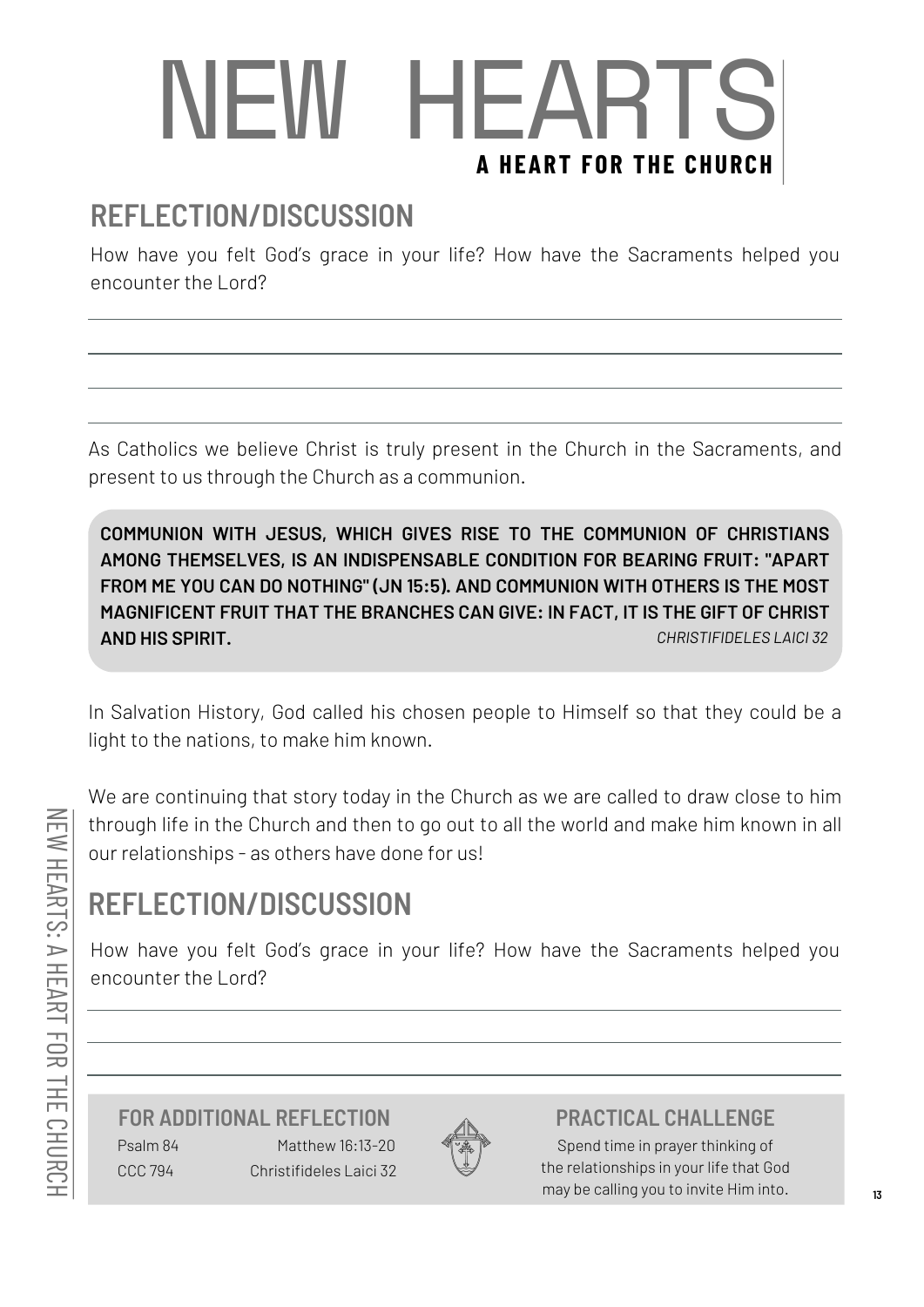# NEW HEARTS

**A HEART FOR THE CHURCH**

## REFLECTION/DISCUSSION

How have you felt God's grace in your life? How have the Sacraments helped you encounter the Lord?

As Catholics we believe Christ is truly present in the Church in the Sacraments, and present to us through the Church as a communion.

> **COMMUNION WITH JESUS, WHICH GIVES RISE TO THE COMMUNION OF CHRISTIANS AMONG THEMSELVES, IS AN INDISPENSABLE CONDITION FOR BEARING FRUIT: "APART FROM ME YOU CAN DO NOTHING" (JN 15:5). AND COMMUNION WITH OTHERS IS THE MOST MAGNIFICENT FRUIT THAT THE BRANCHES CAN GIVE: IN FACT, IT IS THE GIFT OF CHRIST AND HIS SPIRIT.** *CHRISTIFIDELES LAICI 32*

In Salvation History, God called his chosen people to Himself so that they could be a light to the nations, to make him known.

We are continuing that story today in the Church as we are called to draw close to him through life in the Church and then to go out to all the world and make him known in all our relationships - as others have done for us!

## REFLECTION/DISCUSSION

How have you felt God's grace in your life? How have the Sacraments helped you encounter the Lord?

### FOR ADDITIONAL REFLECTION

Psalm 84
Matthew 16:13-20
CCC 794
Christifideles Laici 32

### PRACTICAL CHALLENGE

Spend time in prayer thinking of the relationships in your life that God may be calling you to invite Him into.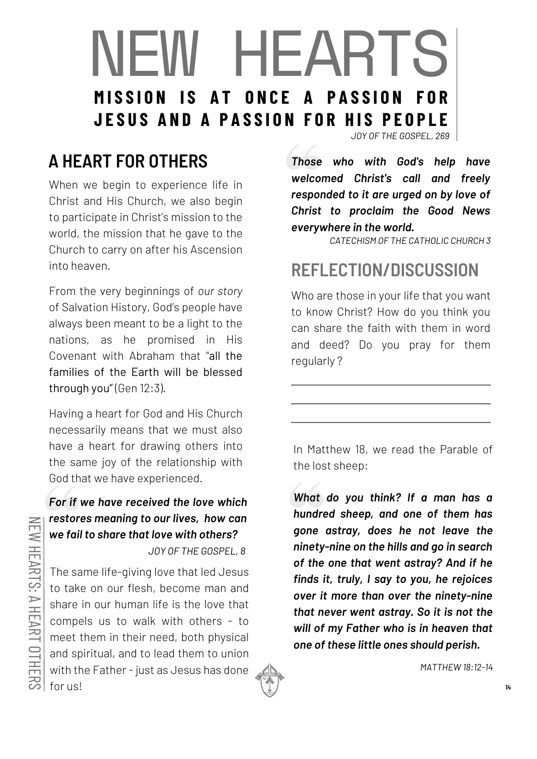# NEW HEARTS

**MISSION IS AT ONCE A PASSION FOR JESUS AND A PASSION FOR HIS PEOPLE**

*JOY OF THE GOSPEL, 269*

## A HEART FOR OTHERS

When we begin to experience life in Christ and His Church, we also begin to participate in Christ's mission to the world, the mission that he gave to the Church to carry on after his Ascension into heaven.

From the very beginnings of *our story* of Salvation History, God's people have always been meant to be a light to the nations, as he promised in His Covenant with Abraham that "all the families of the Earth will be blessed through you" (Gen 12:3).

Having a heart for God and His Church necessarily means that we must also have a heart for drawing others into the same joy of the relationship with God that we have experienced.

> ***For if we have received the love which restores meaning to our lives, how can we fail to share that love with others?***
>
> *JOY OF THE GOSPEL, 8*

The same life-giving love that led Jesus to take on our flesh, become man and share in our human life is the love that compels us to walk with others - to meet them in their need, both physical and spiritual, and to lead them to union with the Father - just as Jesus has done for us!

> ***Those who with God's help have welcomed Christ's call and freely responded to it are urged on by love of Christ to proclaim the Good News everywhere in the world.***
>
> *CATECHISM OF THE CATHOLIC CHURCH 3*

## REFLECTION/DISCUSSION

Who are those in your life that you want to know Christ? How do you think you can share the faith with them in word and deed? Do you pray for them regularly?

\_\_\_\_\_\_\_\_\_\_\_\_\_\_\_\_\_\_\_\_\_\_\_\_\_\_\_\_\_\_\_\_\_\_\_\_

\_\_\_\_\_\_\_\_\_\_\_\_\_\_\_\_\_\_\_\_\_\_\_\_\_\_\_\_\_\_\_\_\_\_\_\_

\_\_\_\_\_\_\_\_\_\_\_\_\_\_\_\_\_\_\_\_\_\_\_\_\_\_\_\_\_\_\_\_\_\_\_\_

In Matthew 18, we read the Parable of the lost sheep:

> ***What do you think? If a man has a hundred sheep, and one of them has gone astray, does he not leave the ninety-nine on the hills and go in search of the one that went astray? And if he finds it, truly, I say to you, he rejoices over it more than over the ninety-nine that never went astray. So it is not the will of my Father who is in heaven that one of these little ones should perish.***
>
> *MATTHEW 18:12-14*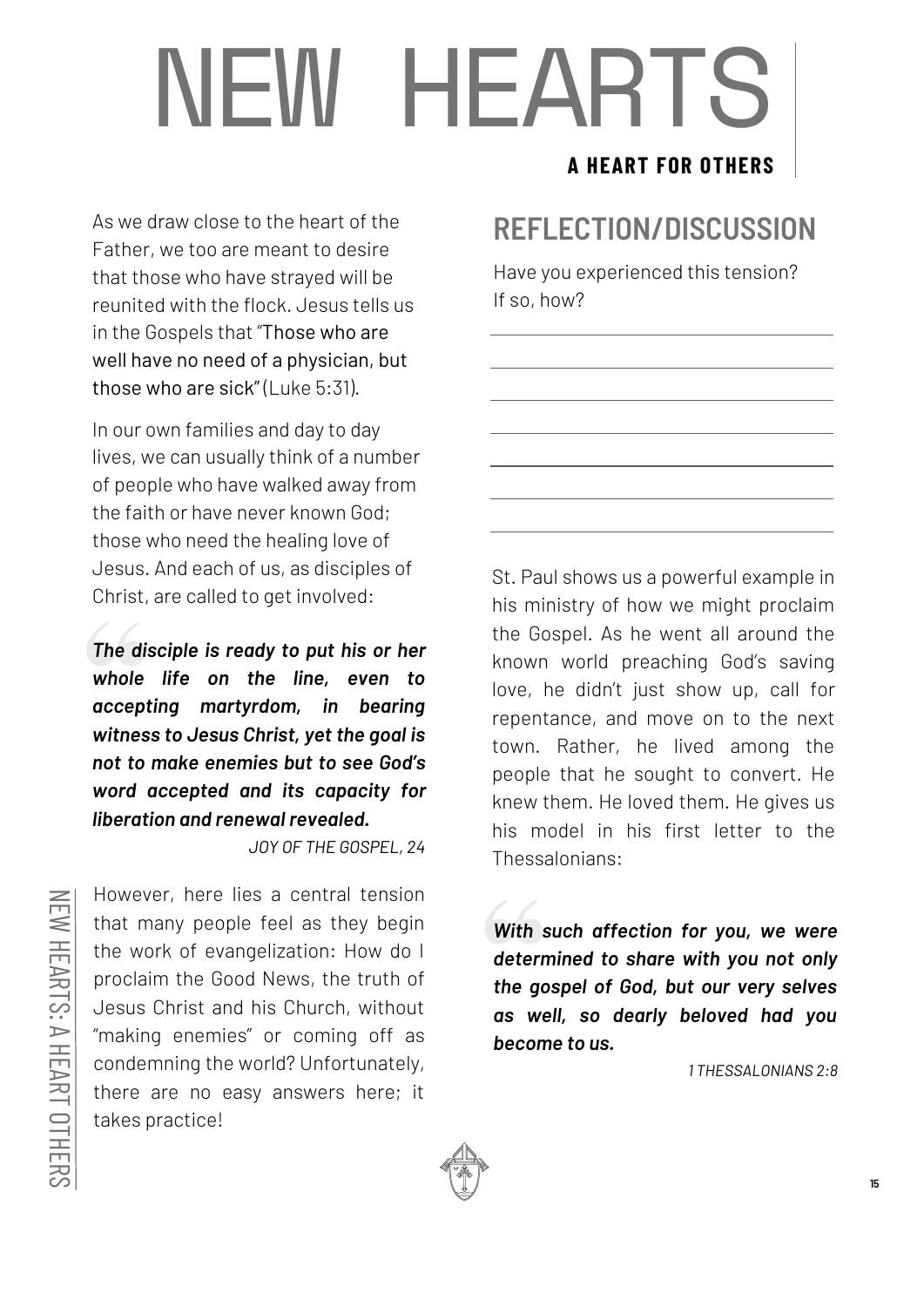# NEW HEARTS

**A HEART FOR OTHERS**

As we draw close to the heart of the Father, we too are meant to desire that those who have strayed will be reunited with the flock. Jesus tells us in the Gospels that "Those who are well have no need of a physician, but those who are sick" (Luke 5:31).

In our own families and day to day lives, we can usually think of a number of people who have walked away from the faith or have never known God; those who need the healing love of Jesus. And each of us, as disciples of Christ, are called to get involved:

> ***The disciple is ready to put his or her whole life on the line, even to accepting martyrdom, in bearing witness to Jesus Christ, yet the goal is not to make enemies but to see God's word accepted and its capacity for liberation and renewal revealed.***
>
> *JOY OF THE GOSPEL, 24*

However, here lies a central tension that many people feel as they begin the work of evangelization: How do I proclaim the Good News, the truth of Jesus Christ and his Church, without "making enemies" or coming off as condemning the world? Unfortunately, there are no easy answers here; it takes practice!

## REFLECTION/DISCUSSION

Have you experienced this tension? If so, how?

_______________________________________________

_______________________________________________

_______________________________________________

_______________________________________________

_______________________________________________

_______________________________________________

_______________________________________________

St. Paul shows us a powerful example in his ministry of how we might proclaim the Gospel. As he went all around the known world preaching God's saving love, he didn't just show up, call for repentance, and move on to the next town. Rather, he lived among the people that he sought to convert. He knew them. He loved them. He gives us his model in his first letter to the Thessalonians:

> ***With such affection for you, we were determined to share with you not only the gospel of God, but our very selves as well, so dearly beloved had you become to us.***
>
> *1 THESSALONIANS 2:8*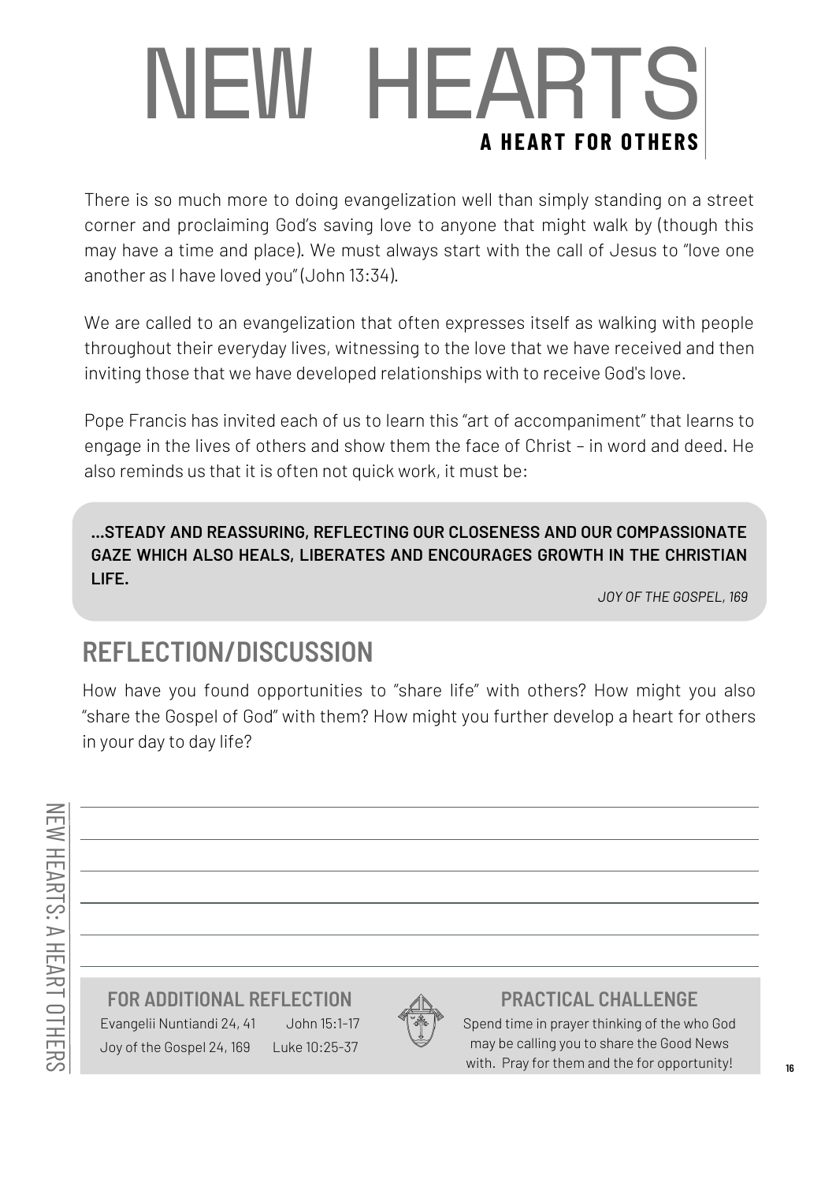# NEW HEARTS

## A HEART FOR OTHERS

There is so much more to doing evangelization well than simply standing on a street corner and proclaiming God's saving love to anyone that might walk by (though this may have a time and place). We must always start with the call of Jesus to "love one another as I have loved you" (John 13:34).

We are called to an evangelization that often expresses itself as walking with people throughout their everyday lives, witnessing to the love that we have received and then inviting those that we have developed relationships with to receive God's love.

Pope Francis has invited each of us to learn this "art of accompaniment" that learns to engage in the lives of others and show them the face of Christ – in word and deed. He also reminds us that it is often not quick work, it must be:

> **...STEADY AND REASSURING, REFLECTING OUR CLOSENESS AND OUR COMPASSIONATE GAZE WHICH ALSO HEALS, LIBERATES AND ENCOURAGES GROWTH IN THE CHRISTIAN LIFE.**
>
> *JOY OF THE GOSPEL, 169*

## REFLECTION/DISCUSSION

How have you found opportunities to "share life" with others? How might you also "share the Gospel of God" with them? How might you further develop a heart for others in your day to day life?

### FOR ADDITIONAL REFLECTION

Evangelii Nuntiandi 24, 41

John 15:1-17

Joy of the Gospel 24, 169

Luke 10:25-37

### PRACTICAL CHALLENGE

Spend time in prayer thinking of the who God may be calling you to share the Good News with. Pray for them and the for opportunity!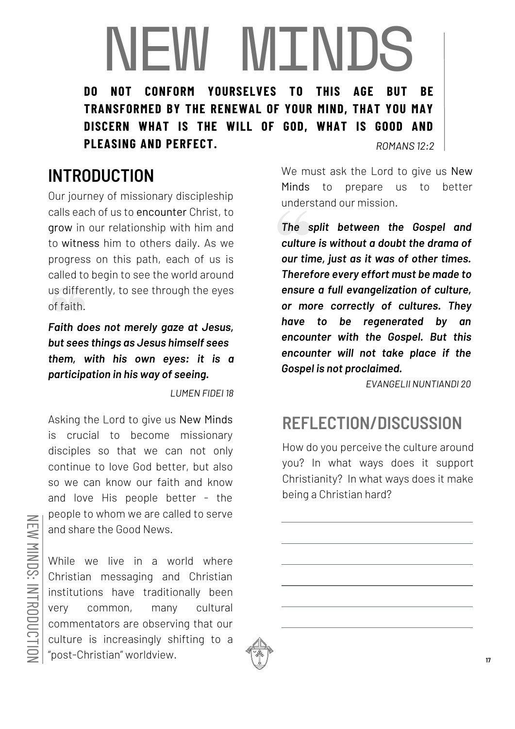# NEW MINDS

**DO NOT CONFORM YOURSELVES TO THIS AGE BUT BE TRANSFORMED BY THE RENEWAL OF YOUR MIND, THAT YOU MAY DISCERN WHAT IS THE WILL OF GOD, WHAT IS GOOD AND PLEASING AND PERFECT.**

*ROMANS 12:2*

## INTRODUCTION

Our journey of missionary discipleship calls each of us to encounter Christ, to grow in our relationship with him and to witness him to others daily. As we progress on this path, each of us is called to begin to see the world around us differently, to see through the eyes of faith.

***Faith does not merely gaze at Jesus, but sees things as Jesus himself sees them, with his own eyes: it is a participation in his way of seeing.***

*LUMEN FIDEI 18*

Asking the Lord to give us New Minds is crucial to become missionary disciples so that we can not only continue to love God better, but also so we can know our faith and know and love His people better - the people to whom we are called to serve and share the Good News.

While we live in a world where Christian messaging and Christian institutions have traditionally been very common, many cultural commentators are observing that our culture is increasingly shifting to a "post-Christian" worldview.

We must ask the Lord to give us New Minds to prepare us to better understand our mission.

***The split between the Gospel and culture is without a doubt the drama of our time, just as it was of other times. Therefore every effort must be made to ensure a full evangelization of culture, or more correctly of cultures. They have to be regenerated by an encounter with the Gospel. But this encounter will not take place if the Gospel is not proclaimed.***

*EVANGELII NUNTIANDI 20*

## REFLECTION/DISCUSSION

How do you perceive the culture around you? In what ways does it support Christianity? In what ways does it make being a Christian hard?

______________________________

______________________________

______________________________

______________________________

______________________________

______________________________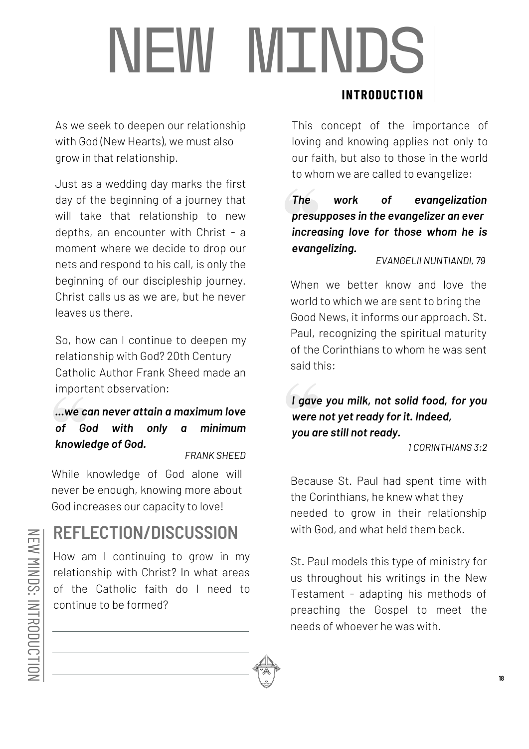# NEW MINDS

## INTRODUCTION

As we seek to deepen our relationship with God (New Hearts), we must also grow in that relationship.

Just as a wedding day marks the first day of the beginning of a journey that will take that relationship to new depths, an encounter with Christ - a moment where we decide to drop our nets and respond to his call, is only the beginning of our discipleship journey. Christ calls us as we are, but he never leaves us there.

So, how can I continue to deepen my relationship with God? 20th Century Catholic Author Frank Sheed made an important observation:

> ***...we can never attain a maximum love of God with only a minimum knowledge of God.***
>
> FRANK SHEED

While knowledge of God alone will never be enough, knowing more about God increases our capacity to love!

## REFLECTION/DISCUSSION

How am I continuing to grow in my relationship with Christ? In what areas of the Catholic faith do I need to continue to be formed?

\_\_\_\_\_\_\_\_\_\_\_\_\_\_\_\_\_\_\_\_\_\_\_\_\_\_\_\_\_\_\_\_

\_\_\_\_\_\_\_\_\_\_\_\_\_\_\_\_\_\_\_\_\_\_\_\_\_\_\_\_\_\_\_\_

\_\_\_\_\_\_\_\_\_\_\_\_\_\_\_\_\_\_\_\_\_\_\_\_\_\_\_\_\_\_\_\_

This concept of the importance of loving and knowing applies not only to our faith, but also to those in the world to whom we are called to evangelize:

> ***The work of evangelization presupposes in the evangelizer an ever increasing love for those whom he is evangelizing.***
>
> EVANGELII NUNTIANDI, 79

When we better know and love the world to which we are sent to bring the Good News, it informs our approach. St. Paul, recognizing the spiritual maturity of the Corinthians to whom he was sent said this:

> ***I gave you milk, not solid food, for you were not yet ready for it. Indeed, you are still not ready.***
>
> 1 CORINTHIANS 3:2

Because St. Paul had spent time with the Corinthians, he knew what they needed to grow in their relationship with God, and what held them back.

St. Paul models this type of ministry for us throughout his writings in the New Testament - adapting his methods of preaching the Gospel to meet the needs of whoever he was with.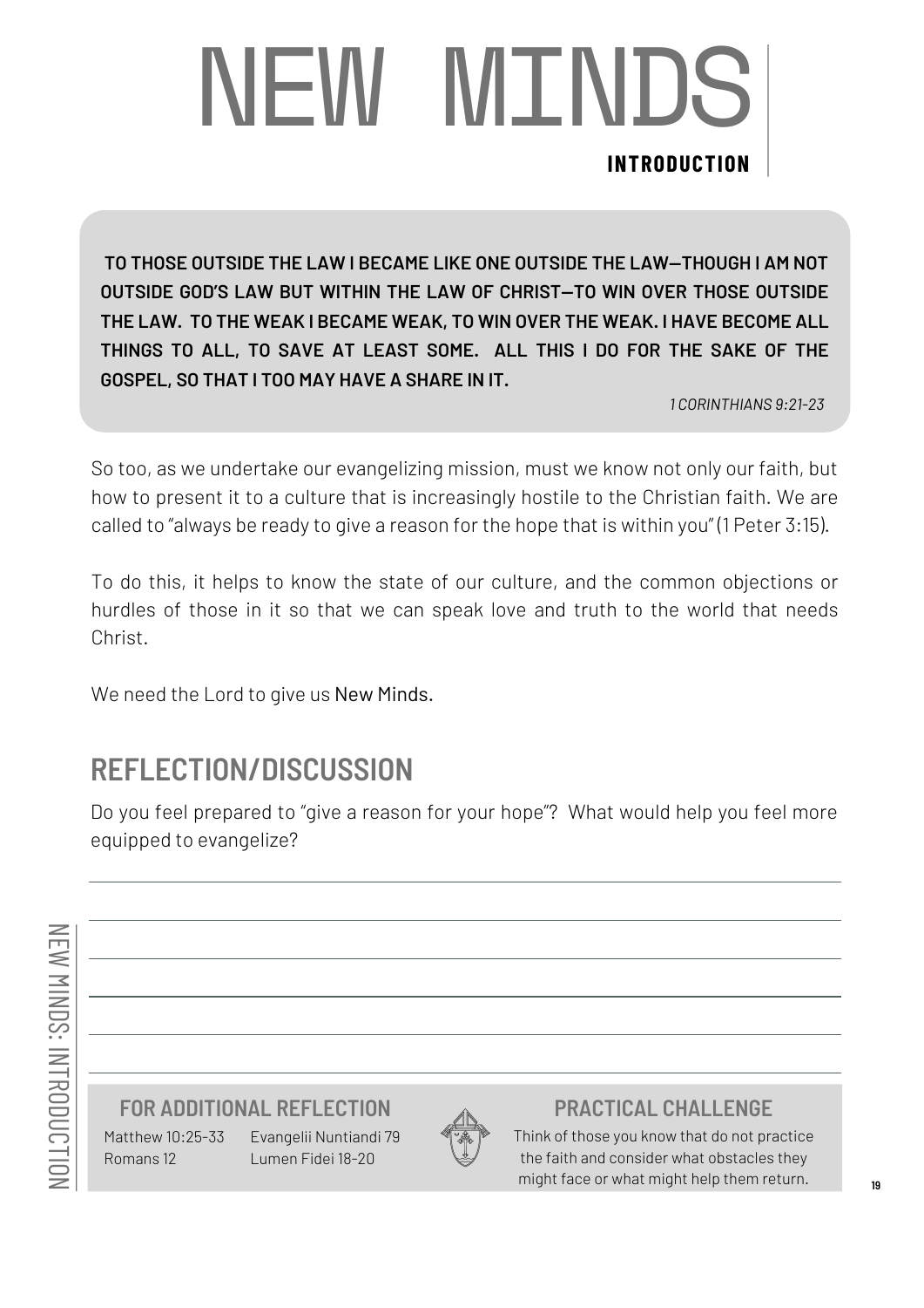# NEW MINDS

## INTRODUCTION

> **TO THOSE OUTSIDE THE LAW I BECAME LIKE ONE OUTSIDE THE LAW—THOUGH I AM NOT OUTSIDE GOD'S LAW BUT WITHIN THE LAW OF CHRIST—TO WIN OVER THOSE OUTSIDE THE LAW. TO THE WEAK I BECAME WEAK, TO WIN OVER THE WEAK. I HAVE BECOME ALL THINGS TO ALL, TO SAVE AT LEAST SOME. ALL THIS I DO FOR THE SAKE OF THE GOSPEL, SO THAT I TOO MAY HAVE A SHARE IN IT.**
>
> *1 CORINTHIANS 9:21-23*

So too, as we undertake our evangelizing mission, must we know not only our faith, but how to present it to a culture that is increasingly hostile to the Christian faith. We are called to "always be ready to give a reason for the hope that is within you" (1 Peter 3:15).

To do this, it helps to know the state of our culture, and the common objections or hurdles of those in it so that we can speak love and truth to the world that needs Christ.

We need the Lord to give us New Minds.

## REFLECTION/DISCUSSION

Do you feel prepared to "give a reason for your hope"? What would help you feel more equipped to evangelize?

### FOR ADDITIONAL REFLECTION

Matthew 10:25-33
Romans 12
Evangelii Nuntiandi 79
Lumen Fidei 18-20

### PRACTICAL CHALLENGE

Think of those you know that do not practice the faith and consider what obstacles they might face or what might help them return.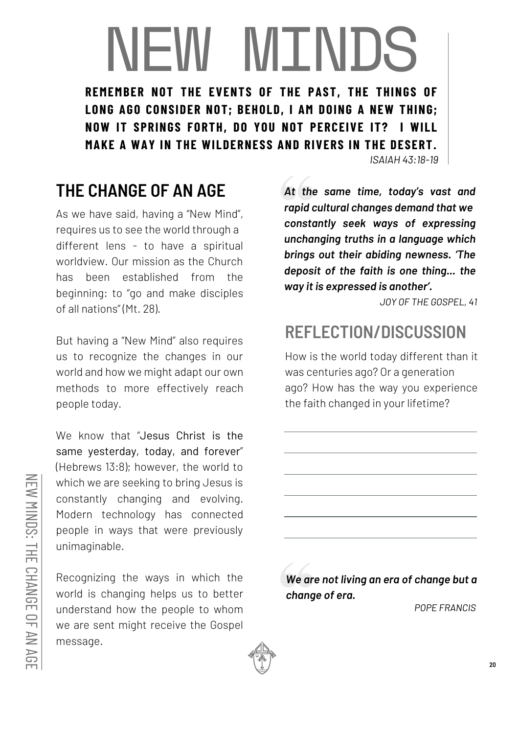# NEW MINDS

**REMEMBER NOT THE EVENTS OF THE PAST, THE THINGS OF LONG AGO CONSIDER NOT; BEHOLD, I AM DOING A NEW THING; NOW IT SPRINGS FORTH, DO YOU NOT PERCEIVE IT? I WILL MAKE A WAY IN THE WILDERNESS AND RIVERS IN THE DESERT.**

*ISAIAH 43:18-19*

## THE CHANGE OF AN AGE

As we have said, having a "New Mind", requires us to see the world through a different lens - to have a spiritual worldview. Our mission as the Church has been established from the beginning: to "go and make disciples of all nations" (Mt. 28).

But having a "New Mind" also requires us to recognize the changes in our world and how we might adapt our own methods to more effectively reach people today.

We know that "Jesus Christ is the same yesterday, today, and forever" (Hebrews 13:8); however, the world to which we are seeking to bring Jesus is constantly changing and evolving. Modern technology has connected people in ways that were previously unimaginable.

Recognizing the ways in which the world is changing helps us to better understand how the people to whom we are sent might receive the Gospel message.

> ***At the same time, today's vast and rapid cultural changes demand that we constantly seek ways of expressing unchanging truths in a language which brings out their abiding newness. 'The deposit of the faith is one thing... the way it is expressed is another'.***
>
> *JOY OF THE GOSPEL, 41*

## REFLECTION/DISCUSSION

How is the world today different than it was centuries ago? Or a generation ago? How has the way you experience the faith changed in your lifetime?

> ***We are not living an era of change but a change of era.***
>
> *POPE FRANCIS*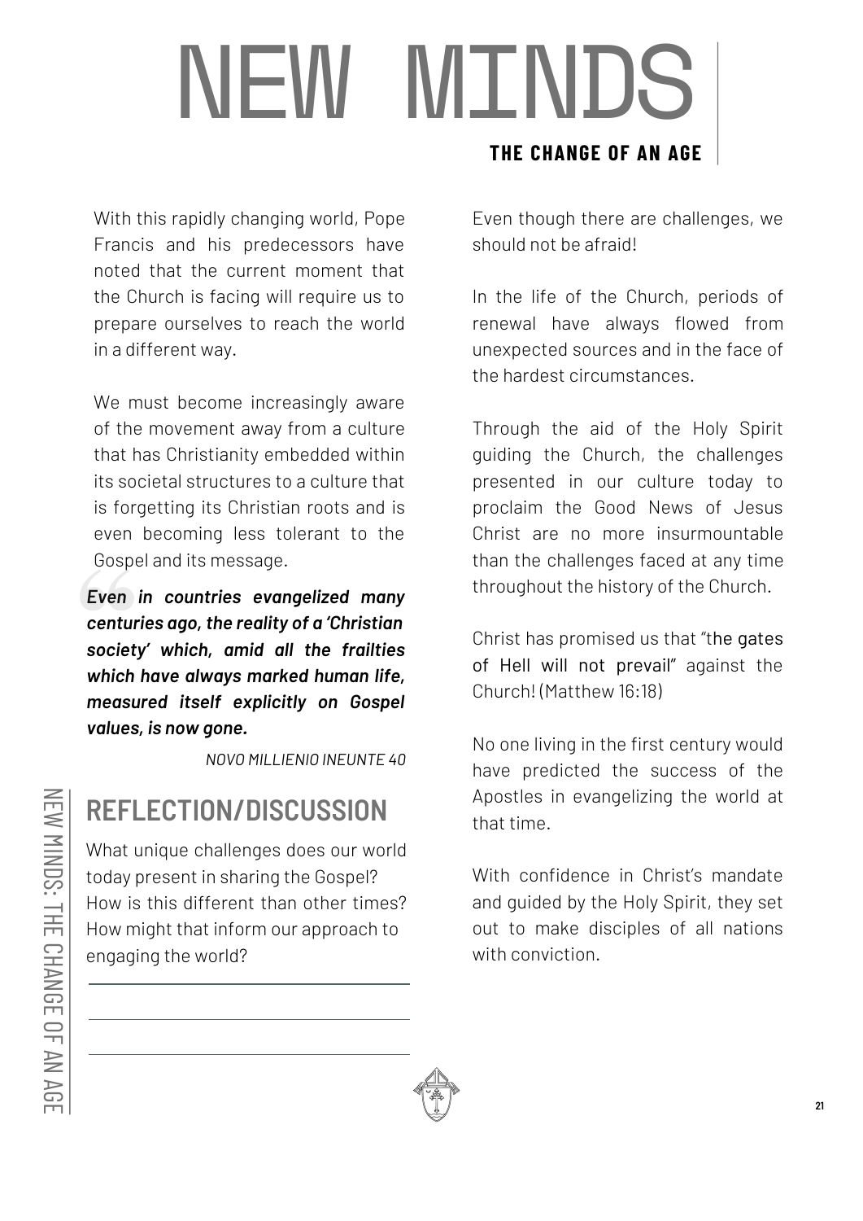# NEW MINDS

## THE CHANGE OF AN AGE

With this rapidly changing world, Pope Francis and his predecessors have noted that the current moment that the Church is facing will require us to prepare ourselves to reach the world in a different way.

We must become increasingly aware of the movement away from a culture that has Christianity embedded within its societal structures to a culture that is forgetting its Christian roots and is even becoming less tolerant to the Gospel and its message.

> ***Even in countries evangelized many centuries ago, the reality of a 'Christian society' which, amid all the frailties which have always marked human life, measured itself explicitly on Gospel values, is now gone.***
>
> *NOVO MILLIENIO INEUNTE 40*

## REFLECTION/DISCUSSION

What unique challenges does our world today present in sharing the Gospel? How is this different than other times? How might that inform our approach to engaging the world?

Even though there are challenges, we should not be afraid!

In the life of the Church, periods of renewal have always flowed from unexpected sources and in the face of the hardest circumstances.

Through the aid of the Holy Spirit guiding the Church, the challenges presented in our culture today to proclaim the Good News of Jesus Christ are no more insurmountable than the challenges faced at any time throughout the history of the Church.

Christ has promised us that "the gates of Hell will not prevail" against the Church! (Matthew 16:18)

No one living in the first century would have predicted the success of the Apostles in evangelizing the world at that time.

With confidence in Christ's mandate and guided by the Holy Spirit, they set out to make disciples of all nations with conviction.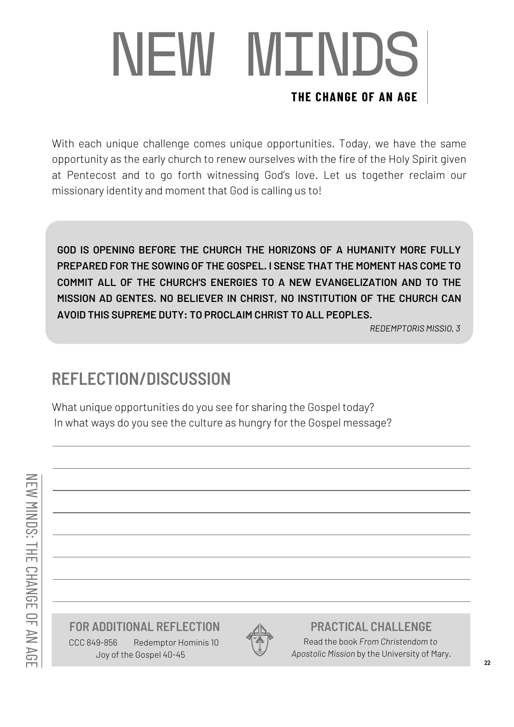# NEW MINDS

**THE CHANGE OF AN AGE**

With each unique challenge comes unique opportunities. Today, we have the same opportunity as the early church to renew ourselves with the fire of the Holy Spirit given at Pentecost and to go forth witnessing God's love. Let us together reclaim our missionary identity and moment that God is calling us to!

> **GOD IS OPENING BEFORE THE CHURCH THE HORIZONS OF A HUMANITY MORE FULLY PREPARED FOR THE SOWING OF THE GOSPEL. I SENSE THAT THE MOMENT HAS COME TO COMMIT ALL OF THE CHURCH'S ENERGIES TO A NEW EVANGELIZATION AND TO THE MISSION AD GENTES. NO BELIEVER IN CHRIST, NO INSTITUTION OF THE CHURCH CAN AVOID THIS SUPREME DUTY: TO PROCLAIM CHRIST TO ALL PEOPLES.**
>
> *REDEMPTORIS MISSIO, 3*

## REFLECTION/DISCUSSION

What unique opportunities do you see for sharing the Gospel today?
In what ways do you see the culture as hungry for the Gospel message?

### FOR ADDITIONAL REFLECTION

CCC 849-856 Redemptor Hominis 10
Joy of the Gospel 40-45

### PRACTICAL CHALLENGE

Read the book *From Christendom to Apostolic Mission* by the University of Mary.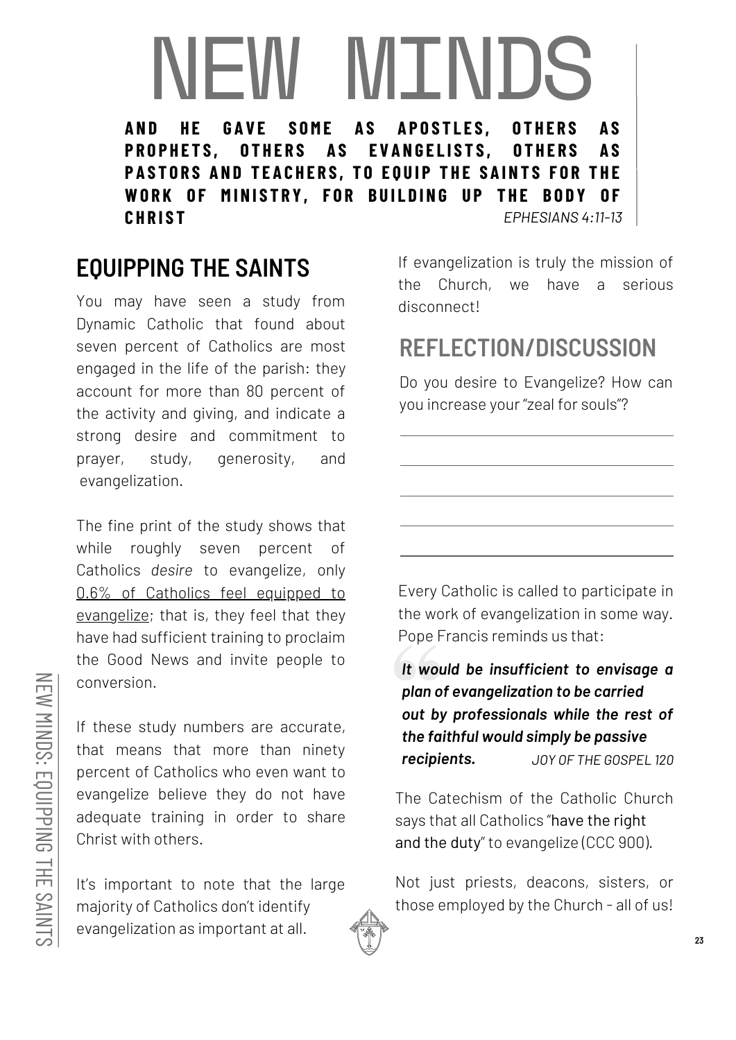# NEW MINDS

**AND HE GAVE SOME AS APOSTLES, OTHERS AS PROPHETS, OTHERS AS EVANGELISTS, OTHERS AS PASTORS AND TEACHERS, TO EQUIP THE SAINTS FOR THE WORK OF MINISTRY, FOR BUILDING UP THE BODY OF CHRIST** *EPHESIANS 4:11-13*

## EQUIPPING THE SAINTS

You may have seen a study from Dynamic Catholic that found about seven percent of Catholics are most engaged in the life of the parish: they account for more than 80 percent of the activity and giving, and indicate a strong desire and commitment to prayer, study, generosity, and evangelization.

The fine print of the study shows that while roughly seven percent of Catholics *desire* to evangelize, only 0.6% of Catholics feel equipped to evangelize; that is, they feel that they have had sufficient training to proclaim the Good News and invite people to conversion.

If these study numbers are accurate, that means that more than ninety percent of Catholics who even want to evangelize believe they do not have adequate training in order to share Christ with others.

It's important to note that the large majority of Catholics don't identify evangelization as important at all.

If evangelization is truly the mission of the Church, we have a serious disconnect!

## REFLECTION/DISCUSSION

Do you desire to Evangelize? How can you increase your "zeal for souls"?

Every Catholic is called to participate in the work of evangelization in some way. Pope Francis reminds us that:

> ***It would be insufficient to envisage a plan of evangelization to be carried out by professionals while the rest of the faithful would simply be passive recipients.*** *JOY OF THE GOSPEL 120*

The Catechism of the Catholic Church says that all Catholics "have the right and the duty" to evangelize (CCC 900).

Not just priests, deacons, sisters, or those employed by the Church - all of us!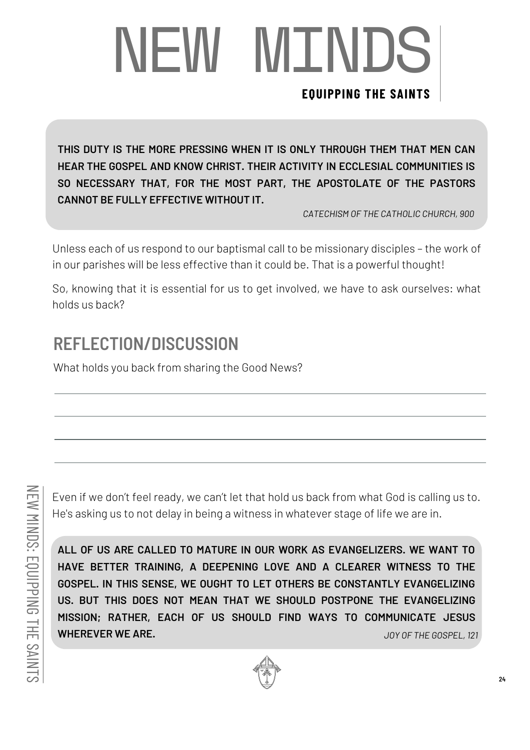# NEW MINDS

**EQUIPPING THE SAINTS**

> **THIS DUTY IS THE MORE PRESSING WHEN IT IS ONLY THROUGH THEM THAT MEN CAN HEAR THE GOSPEL AND KNOW CHRIST. THEIR ACTIVITY IN ECCLESIAL COMMUNITIES IS SO NECESSARY THAT, FOR THE MOST PART, THE APOSTOLATE OF THE PASTORS CANNOT BE FULLY EFFECTIVE WITHOUT IT.**
>
> *CATECHISM OF THE CATHOLIC CHURCH, 900*

Unless each of us respond to our baptismal call to be missionary disciples – the work of in our parishes will be less effective than it could be. That is a powerful thought!

So, knowing that it is essential for us to get involved, we have to ask ourselves: what holds us back?

## REFLECTION/DISCUSSION

What holds you back from sharing the Good News?

Even if we don't feel ready, we can't let that hold us back from what God is calling us to. He's asking us to not delay in being a witness in whatever stage of life we are in.

> **ALL OF US ARE CALLED TO MATURE IN OUR WORK AS EVANGELIZERS. WE WANT TO HAVE BETTER TRAINING, A DEEPENING LOVE AND A CLEARER WITNESS TO THE GOSPEL. IN THIS SENSE, WE OUGHT TO LET OTHERS BE CONSTANTLY EVANGELIZING US. BUT THIS DOES NOT MEAN THAT WE SHOULD POSTPONE THE EVANGELIZING MISSION; RATHER, EACH OF US SHOULD FIND WAYS TO COMMUNICATE JESUS WHEREVER WE ARE.**
>
> *JOY OF THE GOSPEL, 121*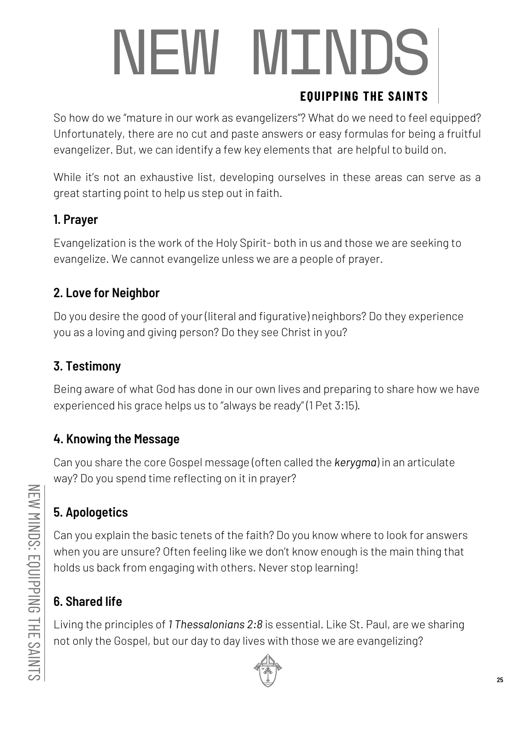# NEW MINDS

## EQUIPPING THE SAINTS

So how do we "mature in our work as evangelizers"? What do we need to feel equipped? Unfortunately, there are no cut and paste answers or easy formulas for being a fruitful evangelizer. But, we can identify a few key elements that are helpful to build on.

While it's not an exhaustive list, developing ourselves in these areas can serve as a great starting point to help us step out in faith.

### 1. Prayer

Evangelization is the work of the Holy Spirit- both in us and those we are seeking to evangelize. We cannot evangelize unless we are a people of prayer.

### 2. Love for Neighbor

Do you desire the good of your (literal and figurative) neighbors? Do they experience you as a loving and giving person? Do they see Christ in you?

### 3. Testimony

Being aware of what God has done in our own lives and preparing to share how we have experienced his grace helps us to "always be ready" (1 Pet 3:15).

### 4. Knowing the Message

Can you share the core Gospel message (often called the *kerygma*) in an articulate way? Do you spend time reflecting on it in prayer?

### 5. Apologetics

Can you explain the basic tenets of the faith? Do you know where to look for answers when you are unsure? Often feeling like we don't know enough is the main thing that holds us back from engaging with others. Never stop learning!

### 6. Shared life

Living the principles of *1 Thessalonians 2:8* is essential. Like St. Paul, are we sharing not only the Gospel, but our day to day lives with those we are evangelizing?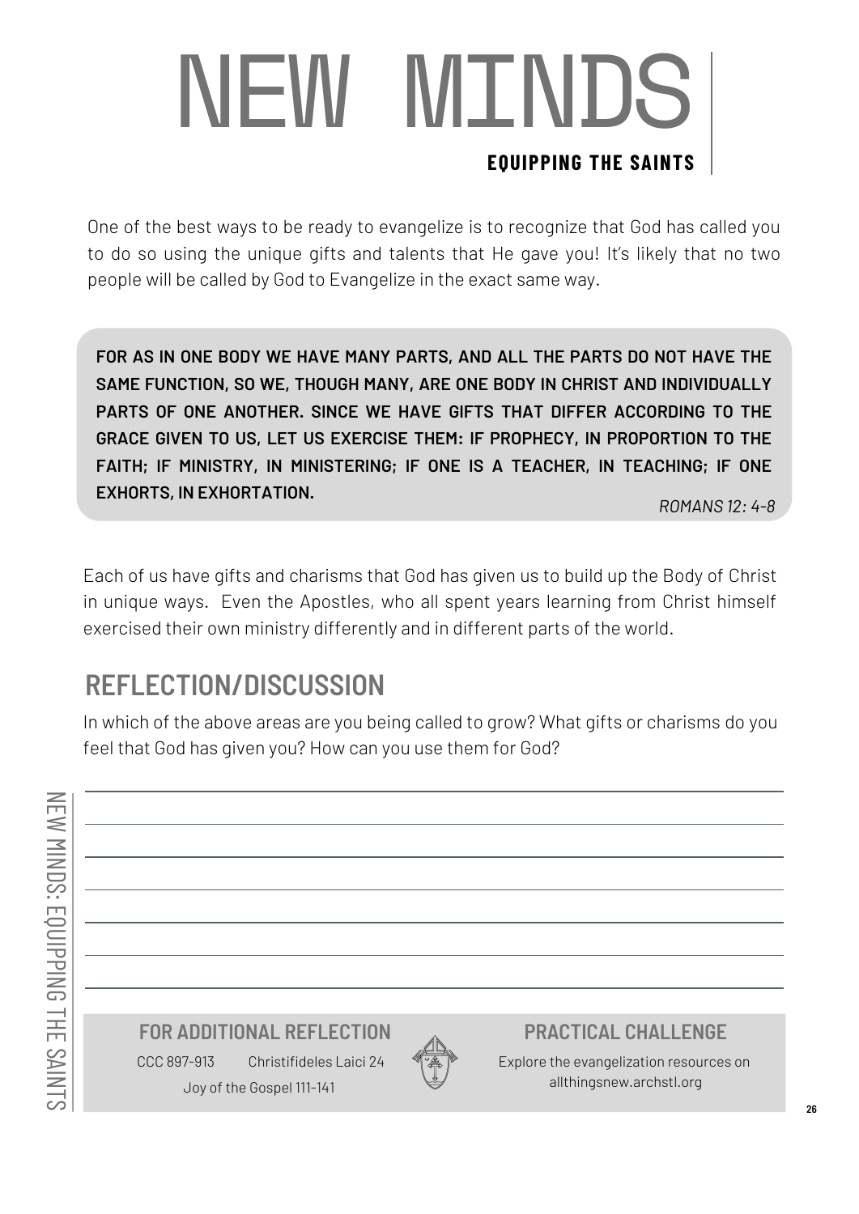# NEW MINDS

**EQUIPPING THE SAINTS**

One of the best ways to be ready to evangelize is to recognize that God has called you to do so using the unique gifts and talents that He gave you! It's likely that no two people will be called by God to Evangelize in the exact same way.

> **FOR AS IN ONE BODY WE HAVE MANY PARTS, AND ALL THE PARTS DO NOT HAVE THE SAME FUNCTION, SO WE, THOUGH MANY, ARE ONE BODY IN CHRIST AND INDIVIDUALLY PARTS OF ONE ANOTHER. SINCE WE HAVE GIFTS THAT DIFFER ACCORDING TO THE GRACE GIVEN TO US, LET US EXERCISE THEM: IF PROPHECY, IN PROPORTION TO THE FAITH; IF MINISTRY, IN MINISTERING; IF ONE IS A TEACHER, IN TEACHING; IF ONE EXHORTS, IN EXHORTATION.**
>
> *ROMANS 12: 4-8*

Each of us have gifts and charisms that God has given us to build up the Body of Christ in unique ways. Even the Apostles, who all spent years learning from Christ himself exercised their own ministry differently and in different parts of the world.

## REFLECTION/DISCUSSION

In which of the above areas are you being called to grow? What gifts or charisms do you feel that God has given you? How can you use them for God?

### FOR ADDITIONAL REFLECTION

CCC 897-913 Christifideles Laici 24

Joy of the Gospel 111-141

### PRACTICAL CHALLENGE

Explore the evangelization resources on allthingsnew.archstl.org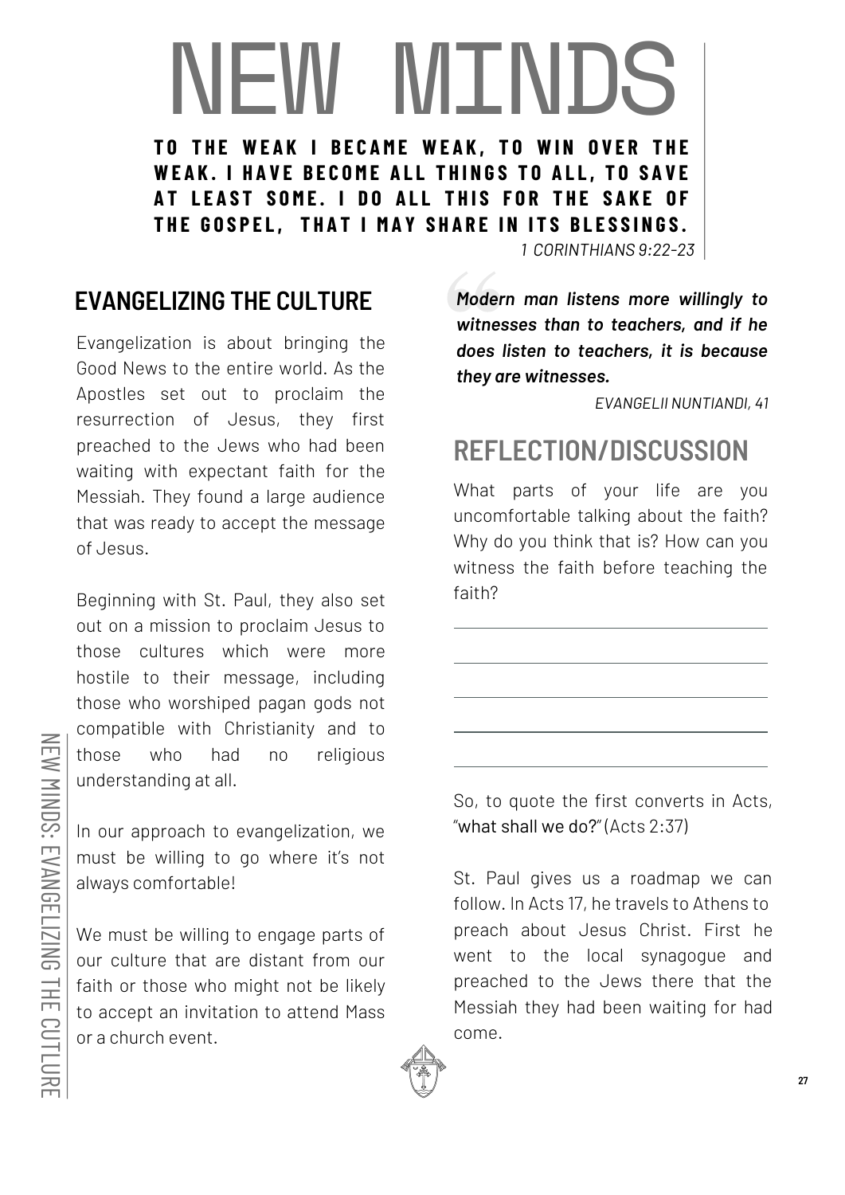# NEW MINDS

**TO THE WEAK I BECAME WEAK, TO WIN OVER THE WEAK. I HAVE BECOME ALL THINGS TO ALL, TO SAVE AT LEAST SOME. I DO ALL THIS FOR THE SAKE OF THE GOSPEL, THAT I MAY SHARE IN ITS BLESSINGS.**

*1 CORINTHIANS 9:22-23*

## EVANGELIZING THE CULTURE

Evangelization is about bringing the Good News to the entire world. As the Apostles set out to proclaim the resurrection of Jesus, they first preached to the Jews who had been waiting with expectant faith for the Messiah. They found a large audience that was ready to accept the message of Jesus.

Beginning with St. Paul, they also set out on a mission to proclaim Jesus to those cultures which were more hostile to their message, including those who worshiped pagan gods not compatible with Christianity and to those who had no religious understanding at all.

In our approach to evangelization, we must be willing to go where it's not always comfortable!

We must be willing to engage parts of our culture that are distant from our faith or those who might not be likely to accept an invitation to attend Mass or a church event.

> ***Modern man listens more willingly to witnesses than to teachers, and if he does listen to teachers, it is because they are witnesses.***
>
> *EVANGELII NUNTIANDI, 41*

## REFLECTION/DISCUSSION

What parts of your life are you uncomfortable talking about the faith? Why do you think that is? How can you witness the faith before teaching the faith?

\_\_\_\_\_\_\_\_\_\_\_\_\_\_\_\_\_\_\_\_\_\_\_\_\_\_\_\_\_\_\_\_\_\_\_\_\_\_\_\_

\_\_\_\_\_\_\_\_\_\_\_\_\_\_\_\_\_\_\_\_\_\_\_\_\_\_\_\_\_\_\_\_\_\_\_\_\_\_\_\_

\_\_\_\_\_\_\_\_\_\_\_\_\_\_\_\_\_\_\_\_\_\_\_\_\_\_\_\_\_\_\_\_\_\_\_\_\_\_\_\_

\_\_\_\_\_\_\_\_\_\_\_\_\_\_\_\_\_\_\_\_\_\_\_\_\_\_\_\_\_\_\_\_\_\_\_\_\_\_\_\_

\_\_\_\_\_\_\_\_\_\_\_\_\_\_\_\_\_\_\_\_\_\_\_\_\_\_\_\_\_\_\_\_\_\_\_\_\_\_\_\_

So, to quote the first converts in Acts, "what shall we do?" (Acts 2:37)

St. Paul gives us a roadmap we can follow. In Acts 17, he travels to Athens to preach about Jesus Christ. First he went to the local synagogue and preached to the Jews there that the Messiah they had been waiting for had come.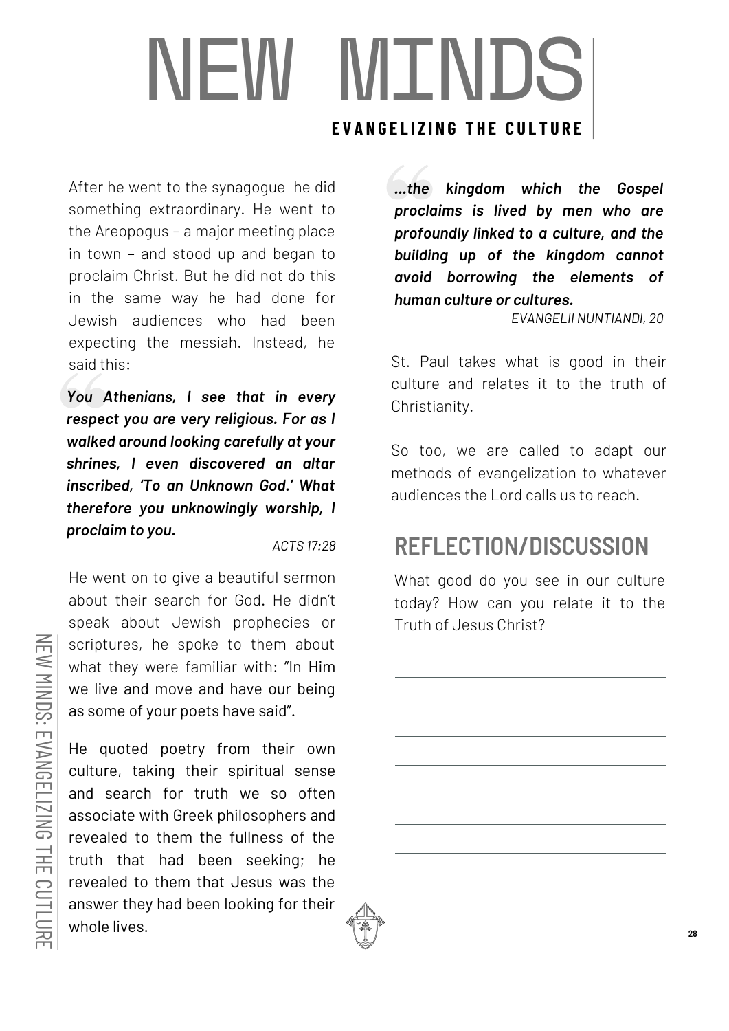# NEW MINDS

**EVANGELIZING THE CULTURE**

After he went to the synagogue he did something extraordinary. He went to the Areopogus – a major meeting place in town – and stood up and began to proclaim Christ. But he did not do this in the same way he had done for Jewish audiences who had been expecting the messiah. Instead, he said this:

> ***You Athenians, I see that in every respect you are very religious. For as I walked around looking carefully at your shrines, I even discovered an altar inscribed, 'To an Unknown God.' What therefore you unknowingly worship, I proclaim to you.***
>
> *ACTS 17:28*

He went on to give a beautiful sermon about their search for God. He didn't speak about Jewish prophecies or scriptures, he spoke to them about what they were familiar with: "In Him we live and move and have our being as some of your poets have said".

He quoted poetry from their own culture, taking their spiritual sense and search for truth we so often associate with Greek philosophers and revealed to them the fullness of the truth that had been seeking; he revealed to them that Jesus was the answer they had been looking for their whole lives.

> ***...the kingdom which the Gospel proclaims is lived by men who are profoundly linked to a culture, and the building up of the kingdom cannot avoid borrowing the elements of human culture or cultures.***
>
> *EVANGELII NUNTIANDI, 20*

St. Paul takes what is good in their culture and relates it to the truth of Christianity.

So too, we are called to adapt our methods of evangelization to whatever audiences the Lord calls us to reach.

## REFLECTION/DISCUSSION

What good do you see in our culture today? How can you relate it to the Truth of Jesus Christ?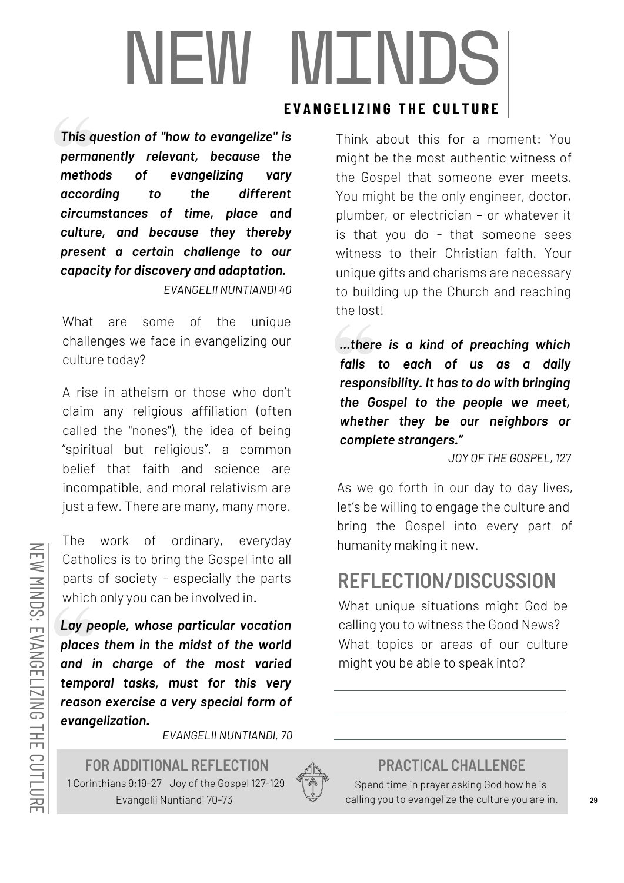# NEW MINDS

## EVANGELIZING THE CULTURE

> ***This question of "how to evangelize" is permanently relevant, because the methods of evangelizing vary according to the different circumstances of time, place and culture, and because they thereby present a certain challenge to our capacity for discovery and adaptation.***
>
> *EVANGELII NUNTIANDI 40*

What are some of the unique challenges we face in evangelizing our culture today?

A rise in atheism or those who don't claim any religious affiliation (often called the "nones"), the idea of being "spiritual but religious", a common belief that faith and science are incompatible, and moral relativism are just a few. There are many, many more.

The work of ordinary, everyday Catholics is to bring the Gospel into all parts of society – especially the parts which only you can be involved in.

> ***Lay people, whose particular vocation places them in the midst of the world and in charge of the most varied temporal tasks, must for this very reason exercise a very special form of evangelization.***
>
> *EVANGELII NUNTIANDI, 70*

Think about this for a moment: You might be the most authentic witness of the Gospel that someone ever meets. You might be the only engineer, doctor, plumber, or electrician – or whatever it is that you do - that someone sees witness to their Christian faith. Your unique gifts and charisms are necessary to building up the Church and reaching the lost!

> ***...there is a kind of preaching which falls to each of us as a daily responsibility. It has to do with bringing the Gospel to the people we meet, whether they be our neighbors or complete strangers."***
>
> *JOY OF THE GOSPEL, 127*

As we go forth in our day to day lives, let's be willing to engage the culture and bring the Gospel into every part of humanity making it new.

## REFLECTION/DISCUSSION

What unique situations might God be calling you to witness the Good News? What topics or areas of our culture might you be able to speak into?

---

---

---

### FOR ADDITIONAL REFLECTION

1 Corinthians 9:19-27 Joy of the Gospel 127-129
Evangelii Nuntiandi 70-73

### PRACTICAL CHALLENGE

Spend time in prayer asking God how he is calling you to evangelize the culture you are in.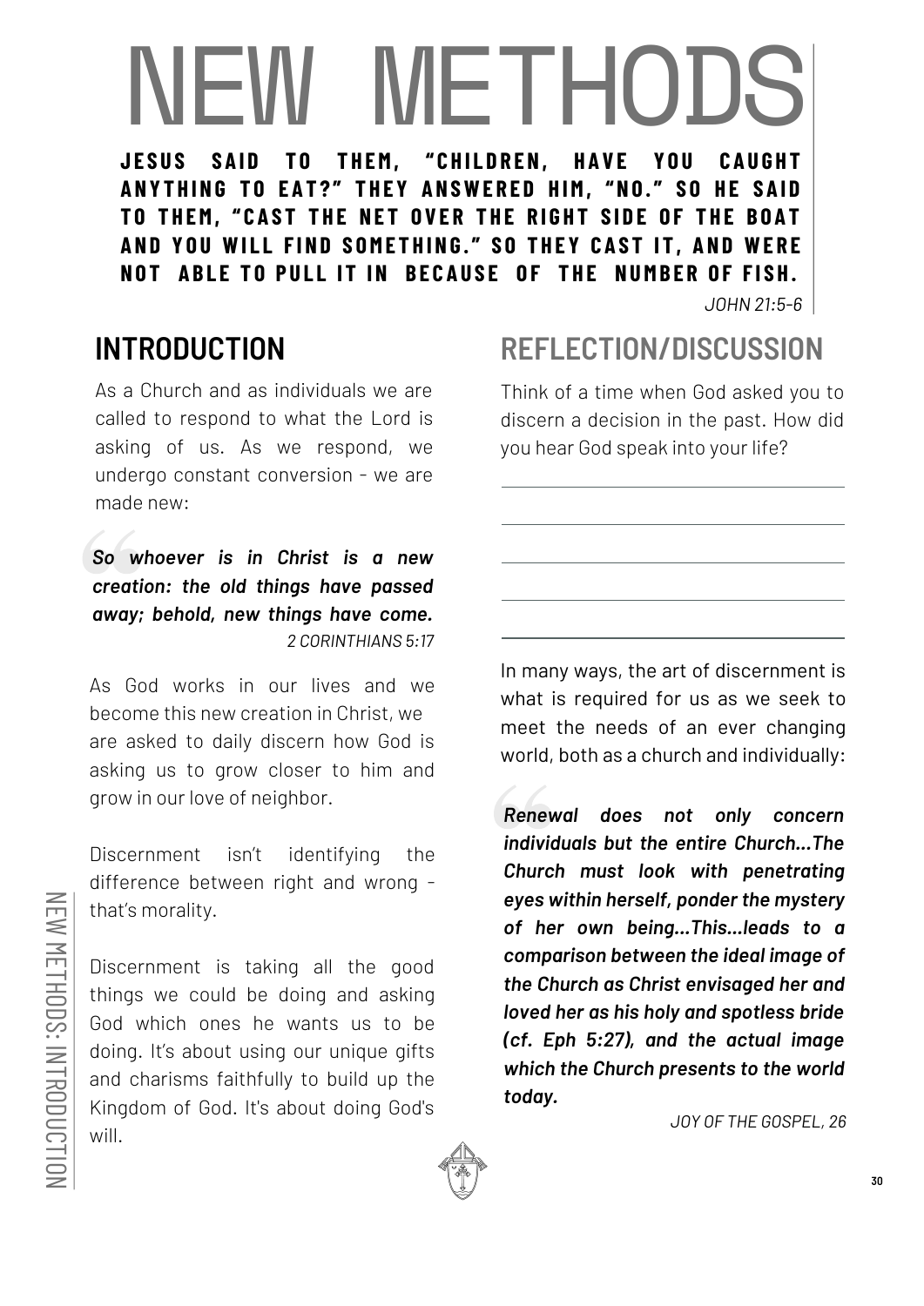# NEW METHODS

**JESUS SAID TO THEM, "CHILDREN, HAVE YOU CAUGHT ANYTHING TO EAT?" THEY ANSWERED HIM, "NO." SO HE SAID TO THEM, "CAST THE NET OVER THE RIGHT SIDE OF THE BOAT AND YOU WILL FIND SOMETHING." SO THEY CAST IT, AND WERE NOT ABLE TO PULL IT IN BECAUSE OF THE NUMBER OF FISH.**

*JOHN 21:5-6*

## INTRODUCTION

As a Church and as individuals we are called to respond to what the Lord is asking of us. As we respond, we undergo constant conversion - we are made new:

> ***So whoever is in Christ is a new creation: the old things have passed away; behold, new things have come.***
>
> *2 CORINTHIANS 5:17*

As God works in our lives and we become this new creation in Christ, we are asked to daily discern how God is asking us to grow closer to him and grow in our love of neighbor.

Discernment isn't identifying the difference between right and wrong - that's morality.

Discernment is taking all the good things we could be doing and asking God which ones he wants us to be doing. It's about using our unique gifts and charisms faithfully to build up the Kingdom of God. It's about doing God's will.

## REFLECTION/DISCUSSION

Think of a time when God asked you to discern a decision in the past. How did you hear God speak into your life?

______________________________

______________________________

______________________________

______________________________

______________________________

In many ways, the art of discernment is what is required for us as we seek to meet the needs of an ever changing world, both as a church and individually:

> ***Renewal does not only concern individuals but the entire Church...The Church must look with penetrating eyes within herself, ponder the mystery of her own being...This...leads to a comparison between the ideal image of the Church as Christ envisaged her and loved her as his holy and spotless bride (cf. Eph 5:27), and the actual image which the Church presents to the world today.***
>
> *JOY OF THE GOSPEL, 26*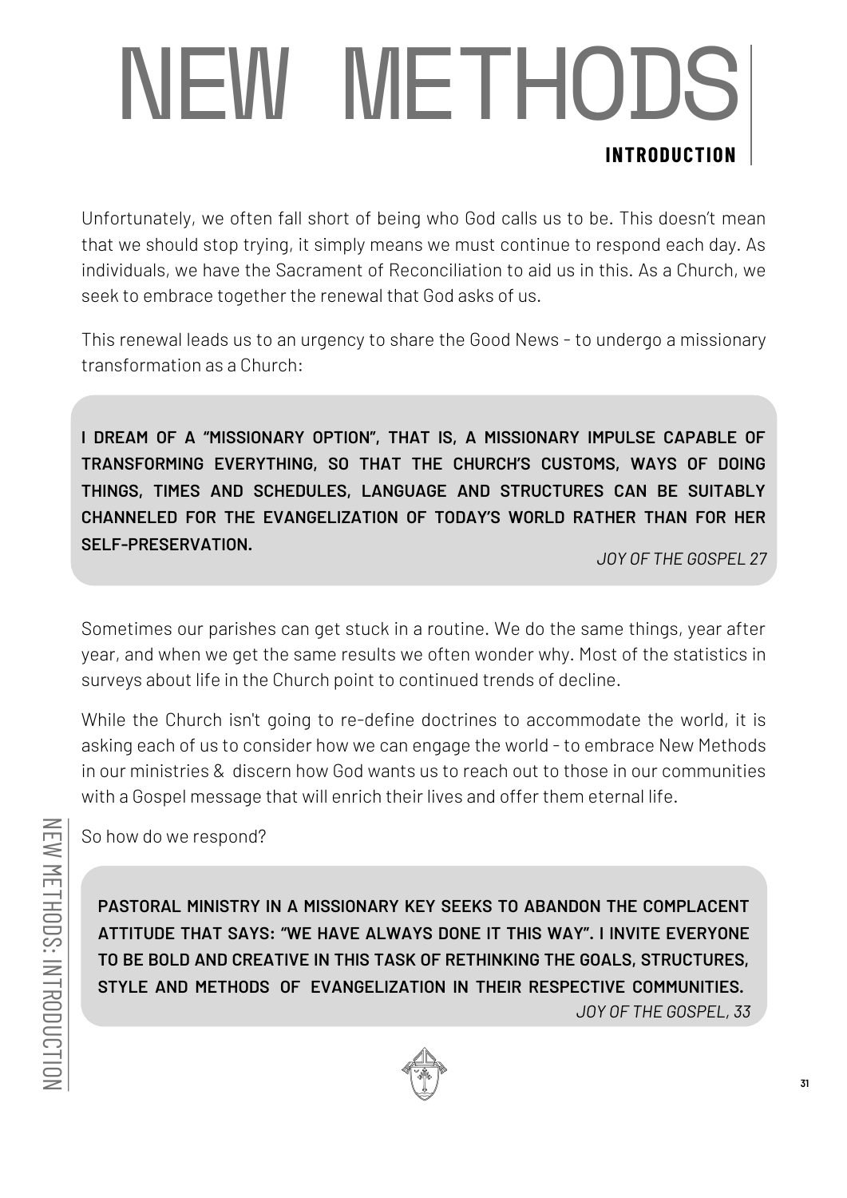# NEW METHODS

## INTRODUCTION

Unfortunately, we often fall short of being who God calls us to be. This doesn't mean that we should stop trying, it simply means we must continue to respond each day. As individuals, we have the Sacrament of Reconciliation to aid us in this. As a Church, we seek to embrace together the renewal that God asks of us.

This renewal leads us to an urgency to share the Good News - to undergo a missionary transformation as a Church:

> **I DREAM OF A "MISSIONARY OPTION", THAT IS, A MISSIONARY IMPULSE CAPABLE OF TRANSFORMING EVERYTHING, SO THAT THE CHURCH'S CUSTOMS, WAYS OF DOING THINGS, TIMES AND SCHEDULES, LANGUAGE AND STRUCTURES CAN BE SUITABLY CHANNELED FOR THE EVANGELIZATION OF TODAY'S WORLD RATHER THAN FOR HER SELF-PRESERVATION.**
>
> *JOY OF THE GOSPEL 27*

Sometimes our parishes can get stuck in a routine. We do the same things, year after year, and when we get the same results we often wonder why. Most of the statistics in surveys about life in the Church point to continued trends of decline.

While the Church isn't going to re-define doctrines to accommodate the world, it is asking each of us to consider how we can engage the world - to embrace New Methods in our ministries & discern how God wants us to reach out to those in our communities with a Gospel message that will enrich their lives and offer them eternal life.

So how do we respond?

> **PASTORAL MINISTRY IN A MISSIONARY KEY SEEKS TO ABANDON THE COMPLACENT ATTITUDE THAT SAYS: "WE HAVE ALWAYS DONE IT THIS WAY". I INVITE EVERYONE TO BE BOLD AND CREATIVE IN THIS TASK OF RETHINKING THE GOALS, STRUCTURES, STYLE AND METHODS OF EVANGELIZATION IN THEIR RESPECTIVE COMMUNITIES.**
>
> *JOY OF THE GOSPEL, 33*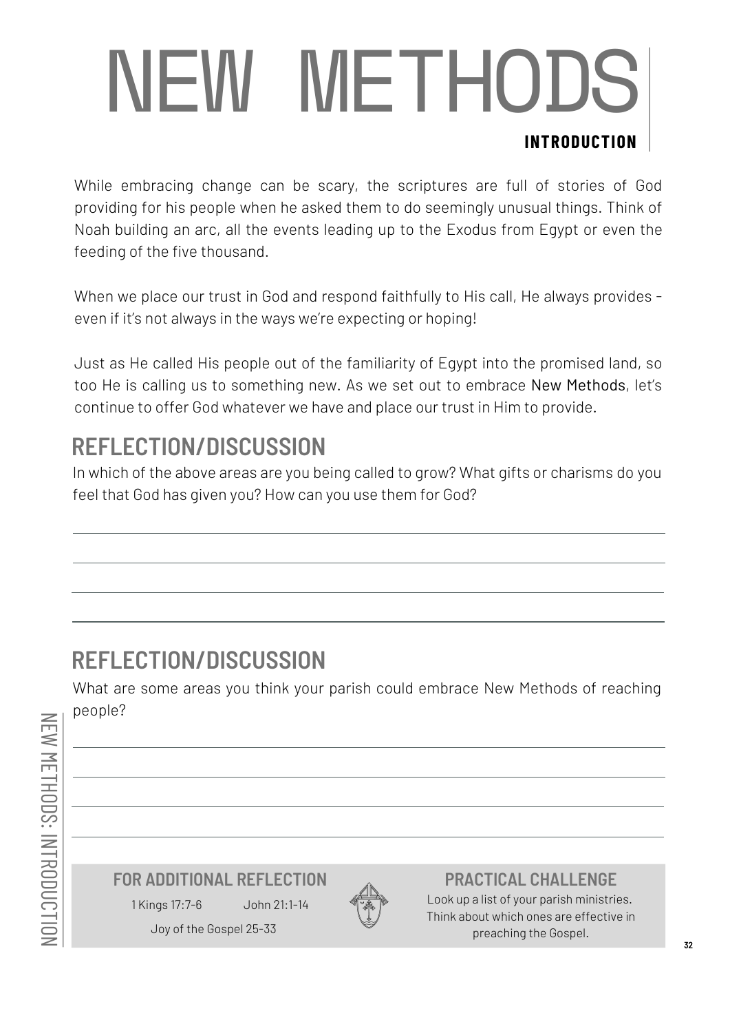# NEW METHODS

## INTRODUCTION

While embracing change can be scary, the scriptures are full of stories of God providing for his people when he asked them to do seemingly unusual things. Think of Noah building an arc, all the events leading up to the Exodus from Egypt or even the feeding of the five thousand.

When we place our trust in God and respond faithfully to His call, He always provides - even if it's not always in the ways we're expecting or hoping!

Just as He called His people out of the familiarity of Egypt into the promised land, so too He is calling us to something new. As we set out to embrace New Methods, let's continue to offer God whatever we have and place our trust in Him to provide.

## REFLECTION/DISCUSSION

In which of the above areas are you being called to grow? What gifts or charisms do you feel that God has given you? How can you use them for God?

## REFLECTION/DISCUSSION

What are some areas you think your parish could embrace New Methods of reaching people?

### FOR ADDITIONAL REFLECTION

1 Kings 17:7-6 John 21:1-14

Joy of the Gospel 25-33

### PRACTICAL CHALLENGE

Look up a list of your parish ministries. Think about which ones are effective in preaching the Gospel.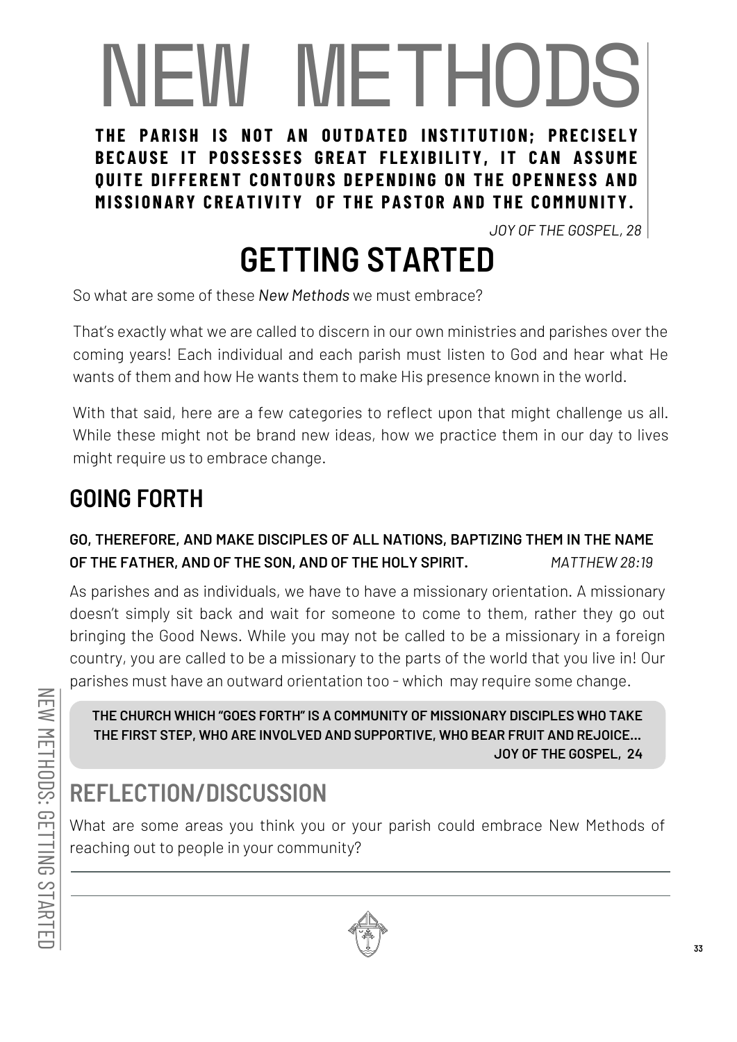# NEW METHODS

**THE PARISH IS NOT AN OUTDATED INSTITUTION; PRECISELY BECAUSE IT POSSESSES GREAT FLEXIBILITY, IT CAN ASSUME QUITE DIFFERENT CONTOURS DEPENDING ON THE OPENNESS AND MISSIONARY CREATIVITY OF THE PASTOR AND THE COMMUNITY.**

*JOY OF THE GOSPEL, 28*

## GETTING STARTED

So what are some of these *New Methods* we must embrace?

That's exactly what we are called to discern in our own ministries and parishes over the coming years! Each individual and each parish must listen to God and hear what He wants of them and how He wants them to make His presence known in the world.

With that said, here are a few categories to reflect upon that might challenge us all. While these might not be brand new ideas, how we practice them in our day to lives might require us to embrace change.

## GOING FORTH

**GO, THEREFORE, AND MAKE DISCIPLES OF ALL NATIONS, BAPTIZING THEM IN THE NAME OF THE FATHER, AND OF THE SON, AND OF THE HOLY SPIRIT.** *MATTHEW 28:19*

As parishes and as individuals, we have to have a missionary orientation. A missionary doesn't simply sit back and wait for someone to come to them, rather they go out bringing the Good News. While you may not be called to be a missionary in a foreign country, you are called to be a missionary to the parts of the world that you live in! Our parishes must have an outward orientation too - which may require some change.

> **THE CHURCH WHICH "GOES FORTH" IS A COMMUNITY OF MISSIONARY DISCIPLES WHO TAKE THE FIRST STEP, WHO ARE INVOLVED AND SUPPORTIVE, WHO BEAR FRUIT AND REJOICE...**
> **JOY OF THE GOSPEL, 24**

## REFLECTION/DISCUSSION

What are some areas you think you or your parish could embrace New Methods of reaching out to people in your community?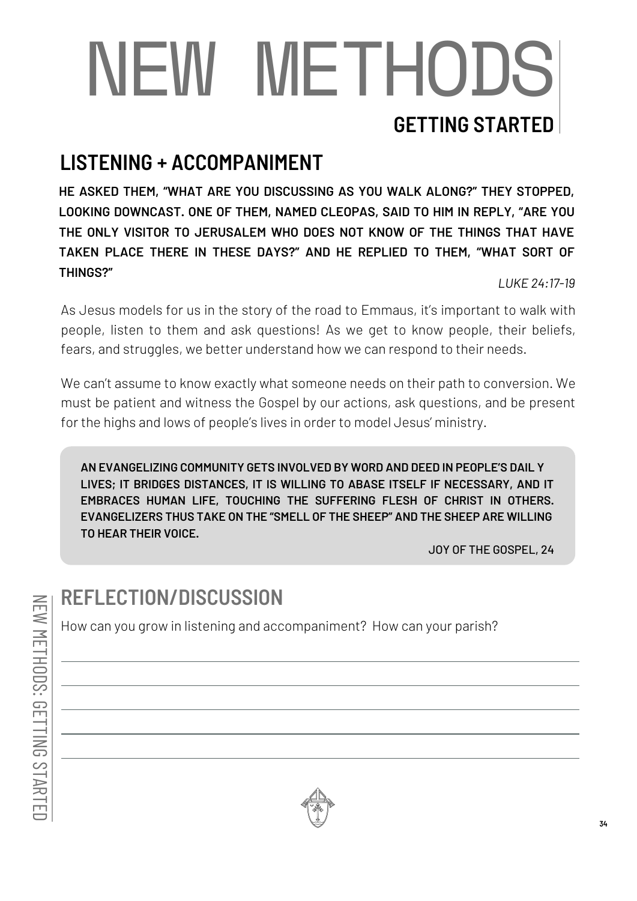# NEW METHODS

## GETTING STARTED

## LISTENING + ACCOMPANIMENT

**HE ASKED THEM, "WHAT ARE YOU DISCUSSING AS YOU WALK ALONG?" THEY STOPPED, LOOKING DOWNCAST. ONE OF THEM, NAMED CLEOPAS, SAID TO HIM IN REPLY, "ARE YOU THE ONLY VISITOR TO JERUSALEM WHO DOES NOT KNOW OF THE THINGS THAT HAVE TAKEN PLACE THERE IN THESE DAYS?" AND HE REPLIED TO THEM, "WHAT SORT OF THINGS?"**

*LUKE 24:17-19*

As Jesus models for us in the story of the road to Emmaus, it's important to walk with people, listen to them and ask questions! As we get to know people, their beliefs, fears, and struggles, we better understand how we can respond to their needs.

We can't assume to know exactly what someone needs on their path to conversion. We must be patient and witness the Gospel by our actions, ask questions, and be present for the highs and lows of people's lives in order to model Jesus' ministry.

> **AN EVANGELIZING COMMUNITY GETS INVOLVED BY WORD AND DEED IN PEOPLE'S DAIL Y LIVES; IT BRIDGES DISTANCES, IT IS WILLING TO ABASE ITSELF IF NECESSARY, AND IT EMBRACES HUMAN LIFE, TOUCHING THE SUFFERING FLESH OF CHRIST IN OTHERS. EVANGELIZERS THUS TAKE ON THE "SMELL OF THE SHEEP" AND THE SHEEP ARE WILLING TO HEAR THEIR VOICE.**
>
> JOY OF THE GOSPEL, 24

## REFLECTION/DISCUSSION

How can you grow in listening and accompaniment? How can your parish?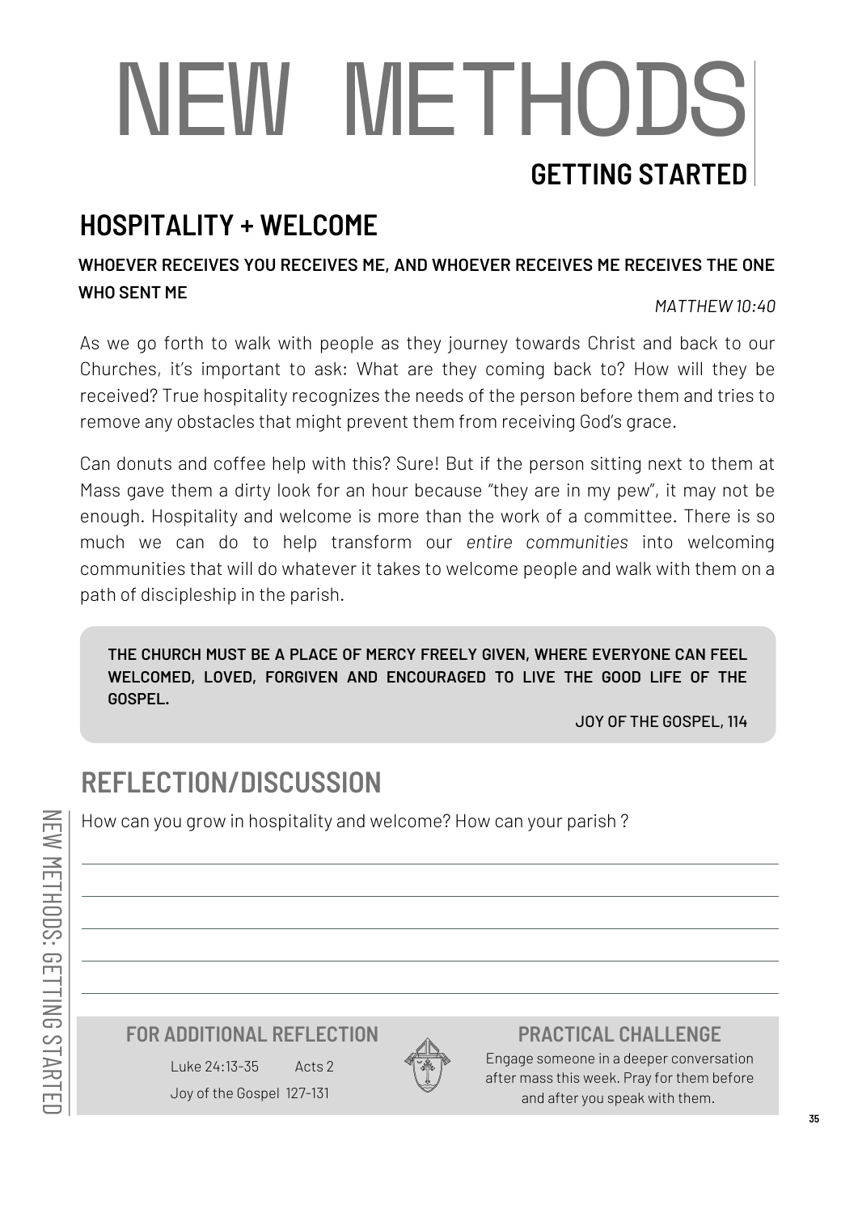# NEW METHODS

## GETTING STARTED

## HOSPITALITY + WELCOME

**WHOEVER RECEIVES YOU RECEIVES ME, AND WHOEVER RECEIVES ME RECEIVES THE ONE WHO SENT ME**

*MATTHEW 10:40*

As we go forth to walk with people as they journey towards Christ and back to our Churches, it's important to ask: What are they coming back to? How will they be received? True hospitality recognizes the needs of the person before them and tries to remove any obstacles that might prevent them from receiving God's grace.

Can donuts and coffee help with this? Sure! But if the person sitting next to them at Mass gave them a dirty look for an hour because "they are in my pew", it may not be enough. Hospitality and welcome is more than the work of a committee. There is so much we can do to help transform our *entire communities* into welcoming communities that will do whatever it takes to welcome people and walk with them on a path of discipleship in the parish.

> **THE CHURCH MUST BE A PLACE OF MERCY FREELY GIVEN, WHERE EVERYONE CAN FEEL WELCOMED, LOVED, FORGIVEN AND ENCOURAGED TO LIVE THE GOOD LIFE OF THE GOSPEL.**
>
> JOY OF THE GOSPEL, 114

## REFLECTION/DISCUSSION

How can you grow in hospitality and welcome? How can your parish ?

### FOR ADDITIONAL REFLECTION

Luke 24:13-35 Acts 2

Joy of the Gospel 127-131

### PRACTICAL CHALLENGE

Engage someone in a deeper conversation after mass this week. Pray for them before and after you speak with them.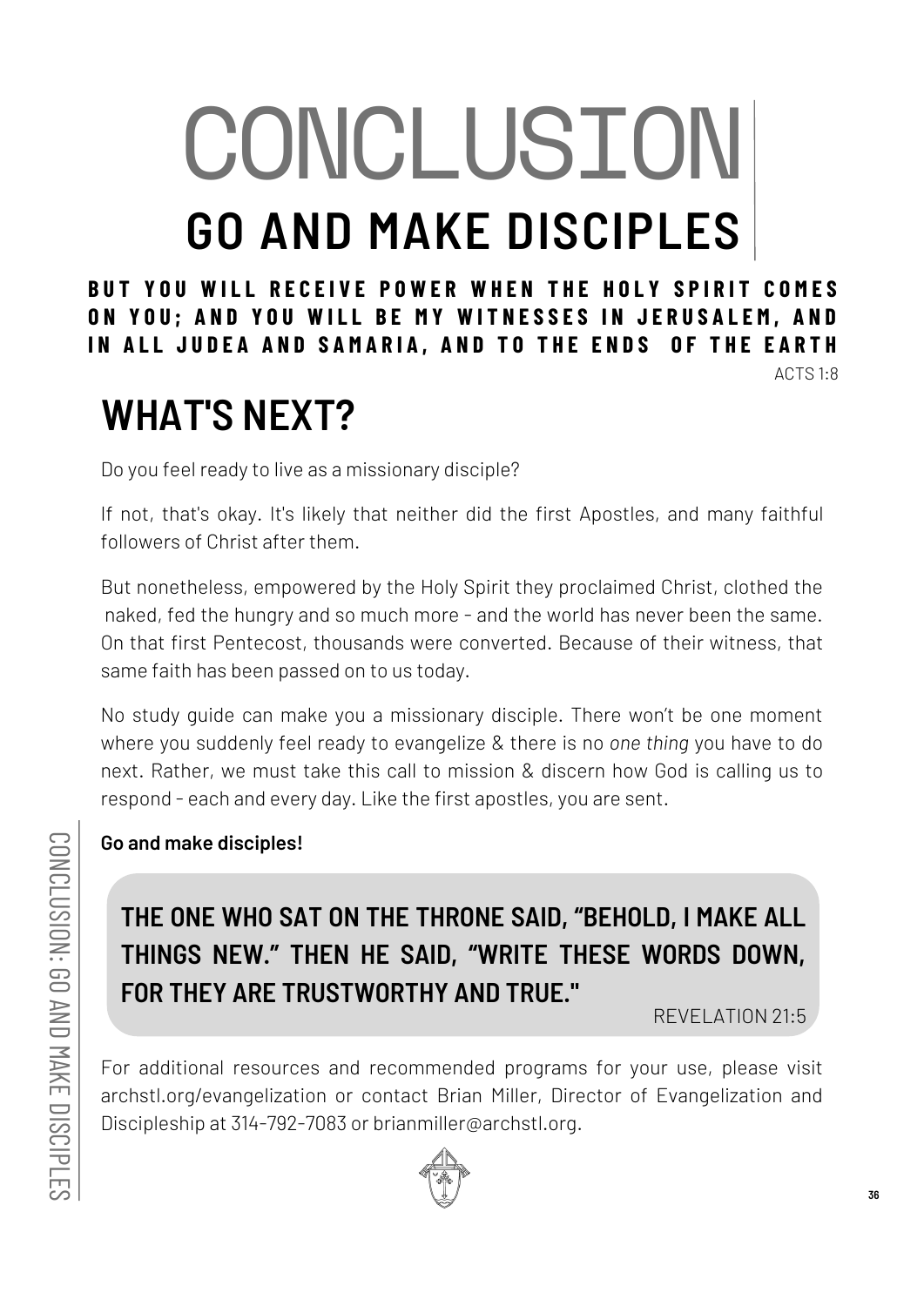# CONCLUSION

## GO AND MAKE DISCIPLES

**BUT YOU WILL RECEIVE POWER WHEN THE HOLY SPIRIT COMES ON YOU; AND YOU WILL BE MY WITNESSES IN JERUSALEM, AND IN ALL JUDEA AND SAMARIA, AND TO THE ENDS OF THE EARTH**

ACTS 1:8

## WHAT'S NEXT?

Do you feel ready to live as a missionary disciple?

If not, that's okay. It's likely that neither did the first Apostles, and many faithful followers of Christ after them.

But nonetheless, empowered by the Holy Spirit they proclaimed Christ, clothed the naked, fed the hungry and so much more - and the world has never been the same. On that first Pentecost, thousands were converted. Because of their witness, that same faith has been passed on to us today.

No study guide can make you a missionary disciple. There won't be one moment where you suddenly feel ready to evangelize & there is no *one thing* you have to do next. Rather, we must take this call to mission & discern how God is calling us to respond - each and every day. Like the first apostles, you are sent.

**Go and make disciples!**

**THE ONE WHO SAT ON THE THRONE SAID, "BEHOLD, I MAKE ALL THINGS NEW." THEN HE SAID, "WRITE THESE WORDS DOWN, FOR THEY ARE TRUSTWORTHY AND TRUE."**

REVELATION 21:5

For additional resources and recommended programs for your use, please visit archstl.org/evangelization or contact Brian Miller, Director of Evangelization and Discipleship at 314-792-7083 or brianmiller@archstl.org.